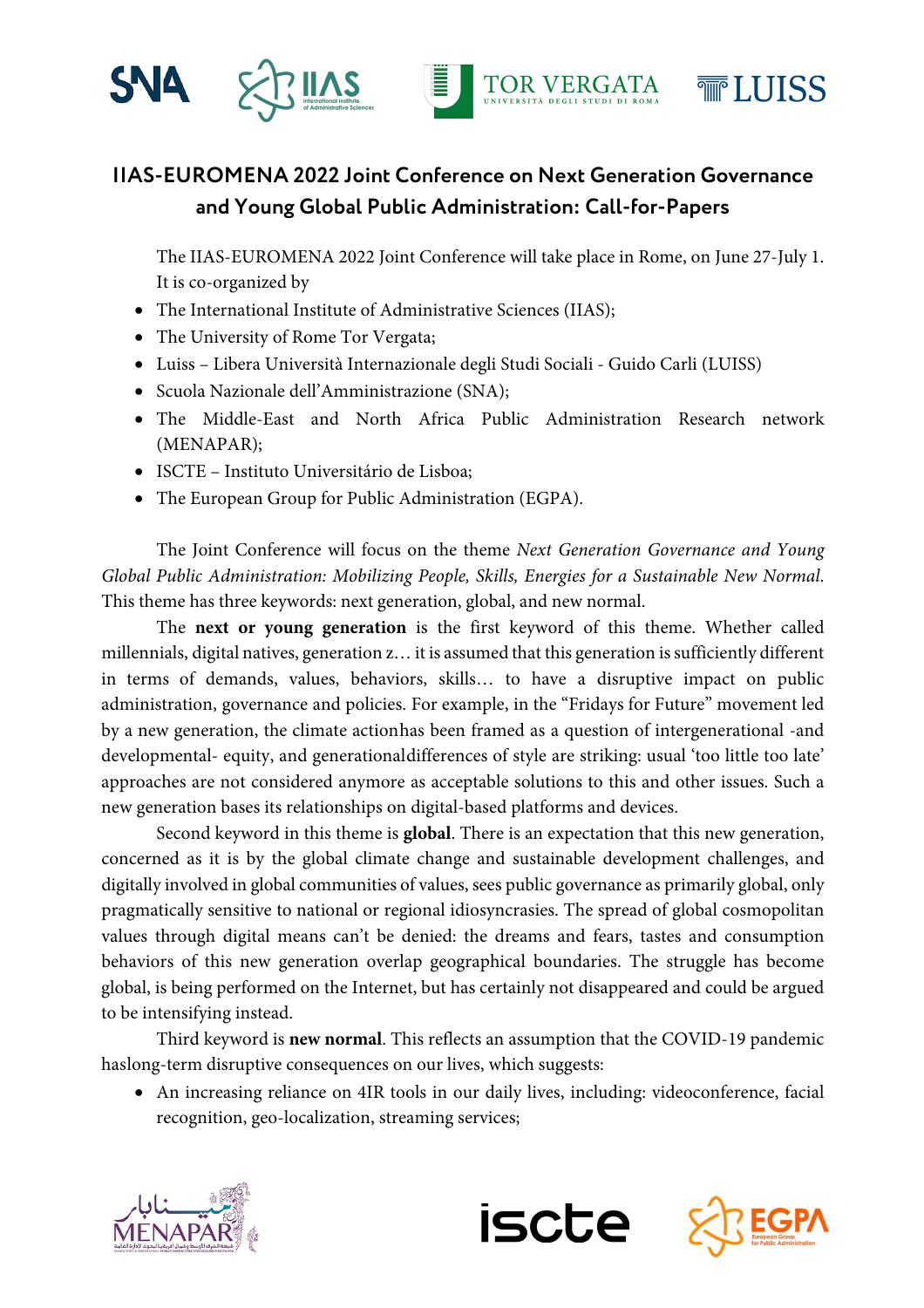# IIAS-EUROMENA 2022 Joint Conference on Next Generation Governance and Young Global Public Administration: Call-for-Papers

The IIAS-EUROMENA 2022 Joint Conference will take place in Rome, on June 27-July 1. It is co-organized by

- The International Institute of Administrative Sciences (IIAS);
- The University of Rome Tor Vergata;
- Luiss – Libera Università Internazionale degli Studi Sociali - Guido Carli (LUISS)
- Scuola Nazionale dell'Amministrazione (SNA);
- The Middle-East and North Africa Public Administration Research network (MENAPAR);
- ISCTE – Instituto Universitário de Lisboa;
- The European Group for Public Administration (EGPA).

The Joint Conference will focus on the theme *Next Generation Governance and Young Global Public Administration: Mobilizing People, Skills, Energies for a Sustainable New Normal*. This theme has three keywords: next generation, global, and new normal.

The **next or young generation** is the first keyword of this theme. Whether called millennials, digital natives, generation z… it is assumed that this generation is sufficiently different in terms of demands, values, behaviors, skills… to have a disruptive impact on public administration, governance and policies. For example, in the "Fridays for Future" movement led by a new generation, the climate actionhas been framed as a question of intergenerational -and developmental- equity, and generationaldifferences of style are striking: usual 'too little too late' approaches are not considered anymore as acceptable solutions to this and other issues. Such a new generation bases its relationships on digital-based platforms and devices.

Second keyword in this theme is **global**. There is an expectation that this new generation, concerned as it is by the global climate change and sustainable development challenges, and digitally involved in global communities of values, sees public governance as primarily global, only pragmatically sensitive to national or regional idiosyncrasies. The spread of global cosmopolitan values through digital means can't be denied: the dreams and fears, tastes and consumption behaviors of this new generation overlap geographical boundaries. The struggle has become global, is being performed on the Internet, but has certainly not disappeared and could be argued to be intensifying instead.

Third keyword is **new normal**. This reflects an assumption that the COVID-19 pandemic haslong-term disruptive consequences on our lives, which suggests:

- An increasing reliance on 4IR tools in our daily lives, including: videoconference, facial recognition, geo-localization, streaming services;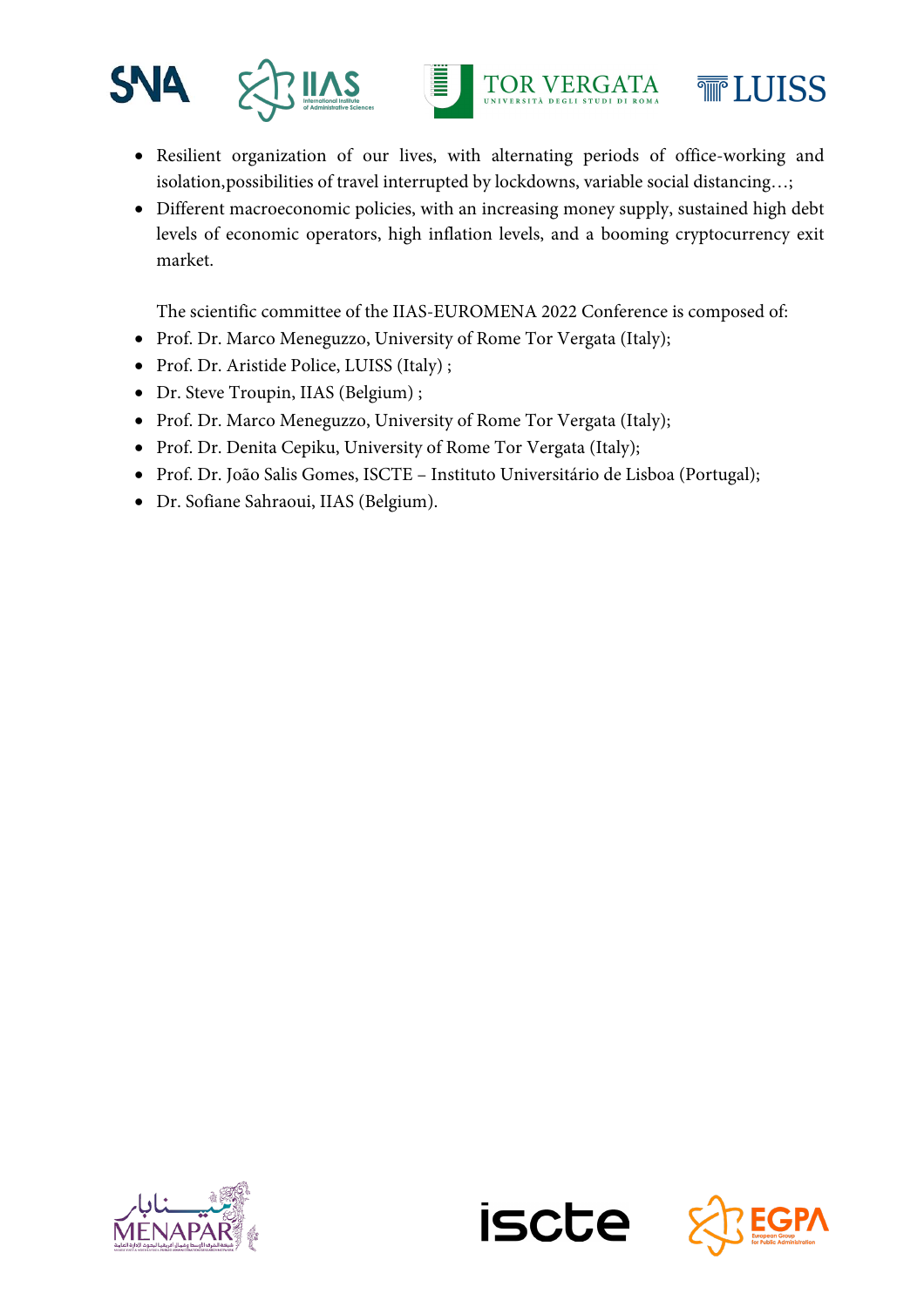- Resilient organization of our lives, with alternating periods of office-working and isolation,possibilities of travel interrupted by lockdowns, variable social distancing…;
- Different macroeconomic policies, with an increasing money supply, sustained high debt levels of economic operators, high inflation levels, and a booming cryptocurrency exit market.

The scientific committee of the IIAS-EUROMENA 2022 Conference is composed of:

- Prof. Dr. Marco Meneguzzo, University of Rome Tor Vergata (Italy);
- Prof. Dr. Aristide Police, LUISS (Italy) ;
- Dr. Steve Troupin, IIAS (Belgium) ;
- Prof. Dr. Marco Meneguzzo, University of Rome Tor Vergata (Italy);
- Prof. Dr. Denita Cepiku, University of Rome Tor Vergata (Italy);
- Prof. Dr. João Salis Gomes, ISCTE – Instituto Universitário de Lisboa (Portugal);
- Dr. Sofiane Sahraoui, IIAS (Belgium).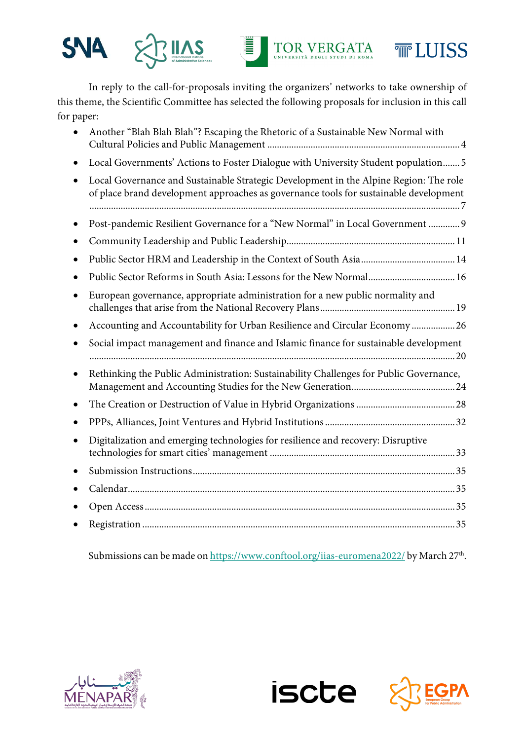In reply to the call-for-proposals inviting the organizers' networks to take ownership of this theme, the Scientific Committee has selected the following proposals for inclusion in this call for paper:

- Another "Blah Blah Blah"? Escaping the Rhetoric of a Sustainable New Normal with Cultural Policies and Public Management ........ 4
- Local Governments' Actions to Foster Dialogue with University Student population ........ 5
- Local Governance and Sustainable Strategic Development in the Alpine Region: The role of place brand development approaches as governance tools for sustainable development ........ 7
- Post-pandemic Resilient Governance for a "New Normal" in Local Government ........ 9
- Community Leadership and Public Leadership ........ 11
- Public Sector HRM and Leadership in the Context of South Asia ........ 14
- Public Sector Reforms in South Asia: Lessons for the New Normal ........ 16
- European governance, appropriate administration for a new public normality and challenges that arise from the National Recovery Plans ........ 19
- Accounting and Accountability for Urban Resilience and Circular Economy ........ 26
- Social impact management and finance and Islamic finance for sustainable development ........ 20
- Rethinking the Public Administration: Sustainability Challenges for Public Governance, Management and Accounting Studies for the New Generation ........ 24
- The Creation or Destruction of Value in Hybrid Organizations ........ 28
- PPPs, Alliances, Joint Ventures and Hybrid Institutions ........ 32
- Digitalization and emerging technologies for resilience and recovery: Disruptive technologies for smart cities' management ........ 33
- Submission Instructions ........ 35
- Calendar ........ 35
- Open Access ........ 35
- Registration ........ 35

Submissions can be made on https://www.conftool.org/iias-euromena2022/ by March 27th.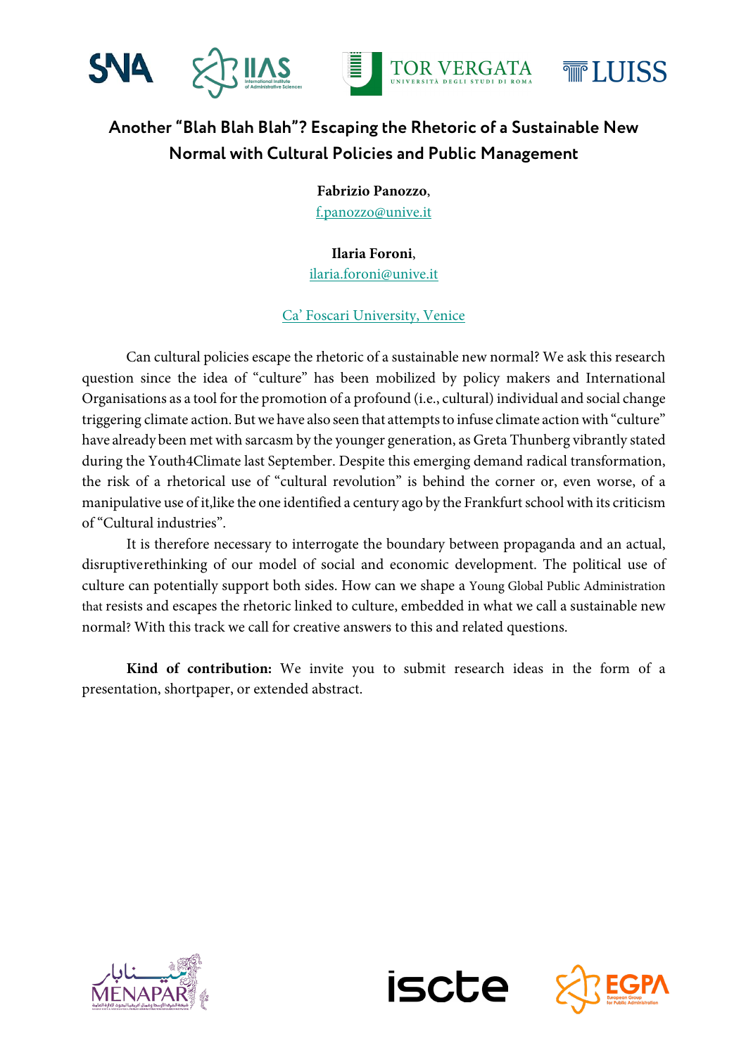# Another "Blah Blah Blah"? Escaping the Rhetoric of a Sustainable New Normal with Cultural Policies and Public Management

**Fabrizio Panozzo**,
f.panozzo@unive.it

**Ilaria Foroni**,
ilaria.foroni@unive.it

Ca' Foscari University, Venice

Can cultural policies escape the rhetoric of a sustainable new normal? We ask this research question since the idea of "culture" has been mobilized by policy makers and International Organisations as a tool for the promotion of a profound (i.e., cultural) individual and social change triggering climate action. But we have also seen that attempts to infuse climate action with "culture" have already been met with sarcasm by the younger generation, as Greta Thunberg vibrantly stated during the Youth4Climate last September. Despite this emerging demand radical transformation, the risk of a rhetorical use of "cultural revolution" is behind the corner or, even worse, of a manipulative use of it,like the one identified a century ago by the Frankfurt school with its criticism of "Cultural industries".

It is therefore necessary to interrogate the boundary between propaganda and an actual, disruptiverethinking of our model of social and economic development. The political use of culture can potentially support both sides. How can we shape a Young Global Public Administration that resists and escapes the rhetoric linked to culture, embedded in what we call a sustainable new normal? With this track we call for creative answers to this and related questions.

**Kind of contribution:** We invite you to submit research ideas in the form of a presentation, shortpaper, or extended abstract.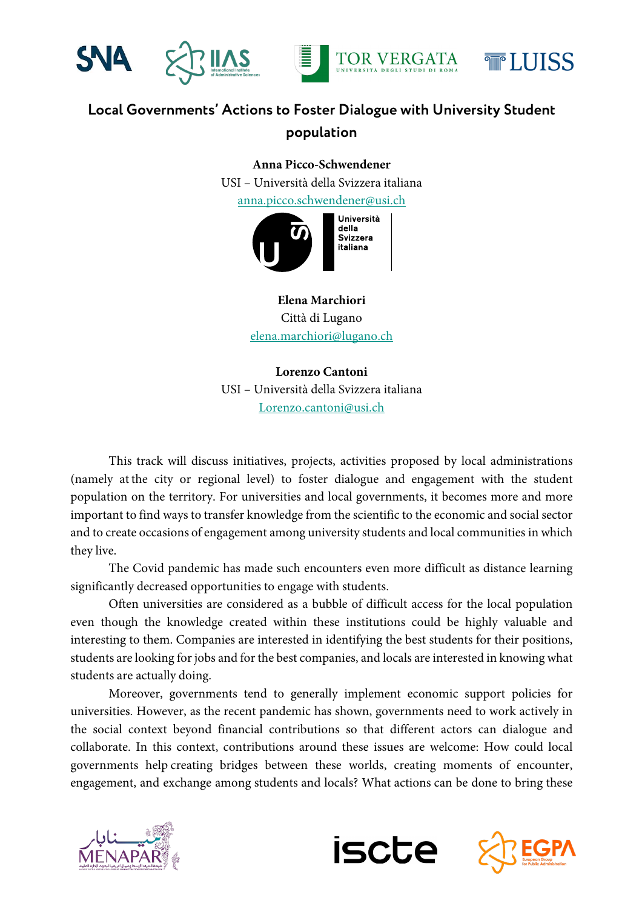## Local Governments' Actions to Foster Dialogue with University Student population

**Anna Picco-Schwendener**
USI – Università della Svizzera italiana
anna.picco.schwendener@usi.ch

**Elena Marchiori**
Città di Lugano
elena.marchiori@lugano.ch

**Lorenzo Cantoni**
USI – Università della Svizzera italiana
Lorenzo.cantoni@usi.ch

This track will discuss initiatives, projects, activities proposed by local administrations (namely at the city or regional level) to foster dialogue and engagement with the student population on the territory. For universities and local governments, it becomes more and more important to find ways to transfer knowledge from the scientific to the economic and social sector and to create occasions of engagement among university students and local communities in which they live.

The Covid pandemic has made such encounters even more difficult as distance learning significantly decreased opportunities to engage with students.

Often universities are considered as a bubble of difficult access for the local population even though the knowledge created within these institutions could be highly valuable and interesting to them. Companies are interested in identifying the best students for their positions, students are looking for jobs and for the best companies, and locals are interested in knowing what students are actually doing.

Moreover, governments tend to generally implement economic support policies for universities. However, as the recent pandemic has shown, governments need to work actively in the social context beyond financial contributions so that different actors can dialogue and collaborate. In this context, contributions around these issues are welcome: How could local governments help creating bridges between these worlds, creating moments of encounter, engagement, and exchange among students and locals? What actions can be done to bring these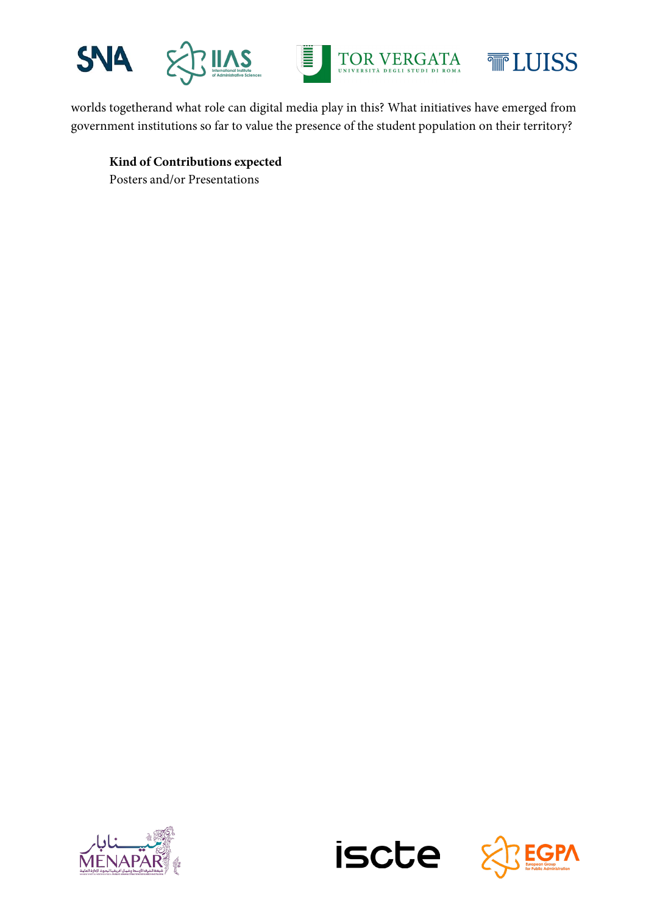worlds togetherand what role can digital media play in this? What initiatives have emerged from government institutions so far to value the presence of the student population on their territory?

**Kind of Contributions expected**
Posters and/or Presentations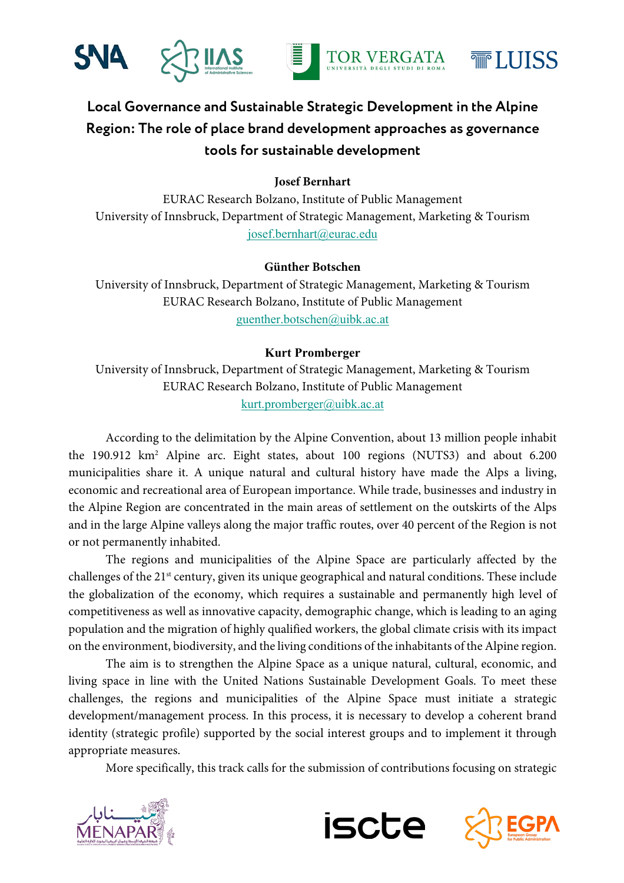# Local Governance and Sustainable Strategic Development in the Alpine Region: The role of place brand development approaches as governance tools for sustainable development

**Josef Bernhart**

EURAC Research Bolzano, Institute of Public Management
University of Innsbruck, Department of Strategic Management, Marketing & Tourism
josef.bernhart@eurac.edu

**Günther Botschen**

University of Innsbruck, Department of Strategic Management, Marketing & Tourism
EURAC Research Bolzano, Institute of Public Management
guenther.botschen@uibk.ac.at

**Kurt Promberger**

University of Innsbruck, Department of Strategic Management, Marketing & Tourism
EURAC Research Bolzano, Institute of Public Management
kurt.promberger@uibk.ac.at

According to the delimitation by the Alpine Convention, about 13 million people inhabit the 190.912 $km^2$ Alpine arc. Eight states, about 100 regions (NUTS3) and about 6.200 municipalities share it. A unique natural and cultural history have made the Alps a living, economic and recreational area of European importance. While trade, businesses and industry in the Alpine Region are concentrated in the main areas of settlement on the outskirts of the Alps and in the large Alpine valleys along the major traffic routes, over 40 percent of the Region is not or not permanently inhabited.

The regions and municipalities of the Alpine Space are particularly affected by the challenges of the 21st century, given its unique geographical and natural conditions. These include the globalization of the economy, which requires a sustainable and permanently high level of competitiveness as well as innovative capacity, demographic change, which is leading to an aging population and the migration of highly qualified workers, the global climate crisis with its impact on the environment, biodiversity, and the living conditions of the inhabitants of the Alpine region.

The aim is to strengthen the Alpine Space as a unique natural, cultural, economic, and living space in line with the United Nations Sustainable Development Goals. To meet these challenges, the regions and municipalities of the Alpine Space must initiate a strategic development/management process. In this process, it is necessary to develop a coherent brand identity (strategic profile) supported by the social interest groups and to implement it through appropriate measures.

More specifically, this track calls for the submission of contributions focusing on strategic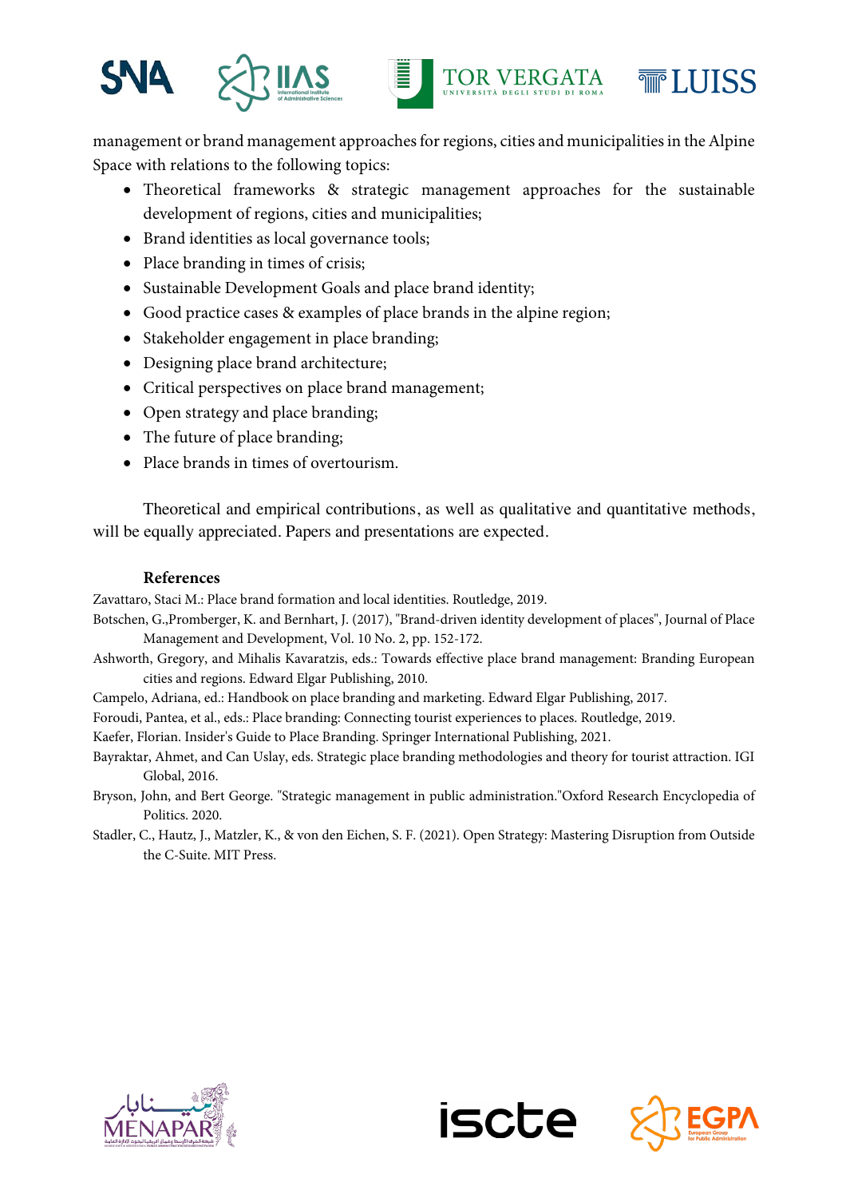management or brand management approaches for regions, cities and municipalities in the Alpine Space with relations to the following topics:

- Theoretical frameworks & strategic management approaches for the sustainable development of regions, cities and municipalities;
- Brand identities as local governance tools;
- Place branding in times of crisis;
- Sustainable Development Goals and place brand identity;
- Good practice cases & examples of place brands in the alpine region;
- Stakeholder engagement in place branding;
- Designing place brand architecture;
- Critical perspectives on place brand management;
- Open strategy and place branding;
- The future of place branding;
- Place brands in times of overtourism.

Theoretical and empirical contributions, as well as qualitative and quantitative methods, will be equally appreciated. Papers and presentations are expected.

**References**

Zavattaro, Staci M.: Place brand formation and local identities. Routledge, 2019.

Botschen, G.,Promberger, K. and Bernhart, J. (2017), "Brand-driven identity development of places", Journal of Place Management and Development, Vol. 10 No. 2, pp. 152-172.

Ashworth, Gregory, and Mihalis Kavaratzis, eds.: Towards effective place brand management: Branding European cities and regions. Edward Elgar Publishing, 2010.

Campelo, Adriana, ed.: Handbook on place branding and marketing. Edward Elgar Publishing, 2017.

Foroudi, Pantea, et al., eds.: Place branding: Connecting tourist experiences to places. Routledge, 2019.

Kaefer, Florian. Insider's Guide to Place Branding. Springer International Publishing, 2021.

Bayraktar, Ahmet, and Can Uslay, eds. Strategic place branding methodologies and theory for tourist attraction. IGI Global, 2016.

Bryson, John, and Bert George. "Strategic management in public administration."Oxford Research Encyclopedia of Politics. 2020.

Stadler, C., Hautz, J., Matzler, K., & von den Eichen, S. F. (2021). Open Strategy: Mastering Disruption from Outside the C-Suite. MIT Press.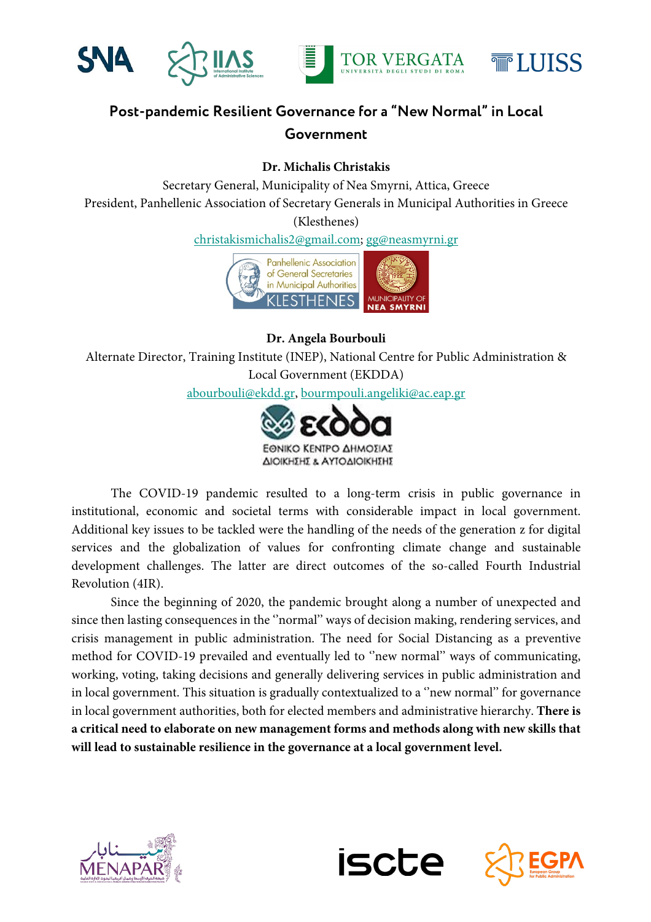## Post-pandemic Resilient Governance for a "New Normal" in Local Government

**Dr. Michalis Christakis**

Secretary General, Municipality of Nea Smyrni, Attica, Greece

President, Panhellenic Association of Secretary Generals in Municipal Authorities in Greece (Klesthenes)

christakismichalis2@gmail.com; gg@neasmyrni.gr

**Dr. Angela Bourbouli**

Alternate Director, Training Institute (INEP), National Centre for Public Administration & Local Government (EKDDA)

abourbouli@ekdd.gr, bourmpouli.angeliki@ac.eap.gr

The COVID-19 pandemic resulted to a long-term crisis in public governance in institutional, economic and societal terms with considerable impact in local government. Additional key issues to be tackled were the handling of the needs of the generation z for digital services and the globalization of values for confronting climate change and sustainable development challenges. The latter are direct outcomes of the so-called Fourth Industrial Revolution (4IR).

Since the beginning of 2020, the pandemic brought along a number of unexpected and since then lasting consequences in the ''normal'' ways of decision making, rendering services, and crisis management in public administration. The need for Social Distancing as a preventive method for COVID-19 prevailed and eventually led to ''new normal'' ways of communicating, working, voting, taking decisions and generally delivering services in public administration and in local government. This situation is gradually contextualized to a ''new normal'' for governance in local government authorities, both for elected members and administrative hierarchy. **There is a critical need to elaborate on new management forms and methods along with new skills that will lead to sustainable resilience in the governance at a local government level.**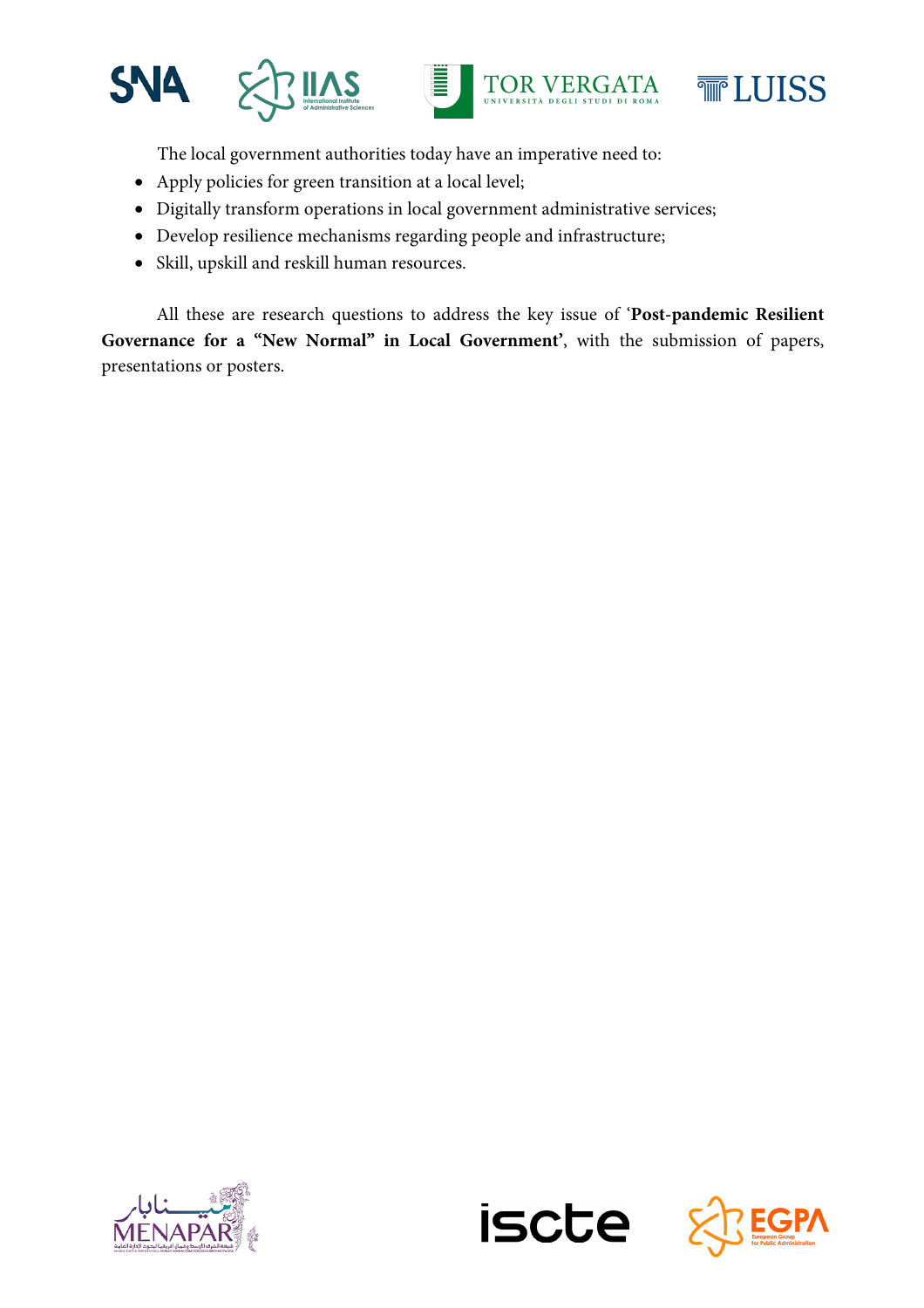The local government authorities today have an imperative need to:

- Apply policies for green transition at a local level;
- Digitally transform operations in local government administrative services;
- Develop resilience mechanisms regarding people and infrastructure;
- Skill, upskill and reskill human resources.

All these are research questions to address the key issue of '**Post-pandemic Resilient Governance for a "New Normal" in Local Government'**, with the submission of papers, presentations or posters.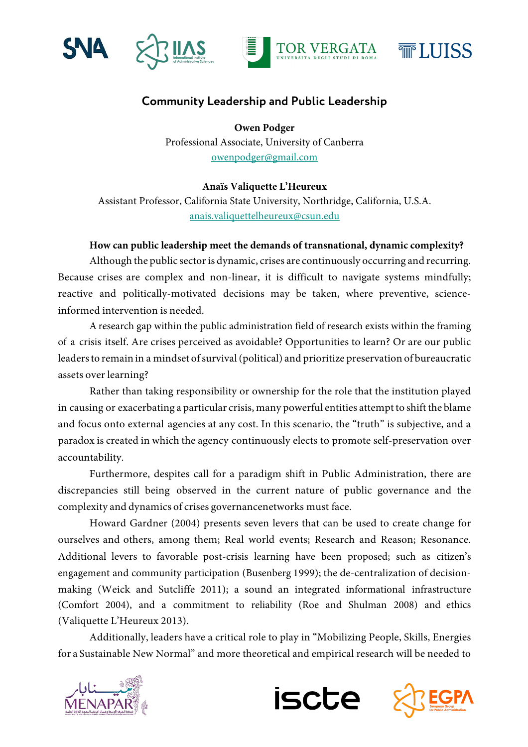## Community Leadership and Public Leadership

**Owen Podger**
Professional Associate, University of Canberra
owenpodger@gmail.com

**Anaïs Valiquette L'Heureux**
Assistant Professor, California State University, Northridge, California, U.S.A.
anais.valiquettelheureux@csun.edu

**How can public leadership meet the demands of transnational, dynamic complexity?**

Although the public sector is dynamic, crises are continuously occurring and recurring. Because crises are complex and non-linear, it is difficult to navigate systems mindfully; reactive and politically-motivated decisions may be taken, where preventive, science-informed intervention is needed.

A research gap within the public administration field of research exists within the framing of a crisis itself. Are crises perceived as avoidable? Opportunities to learn? Or are our public leaders to remain in a mindset of survival (political) and prioritize preservation of bureaucratic assets over learning?

Rather than taking responsibility or ownership for the role that the institution played in causing or exacerbating a particular crisis, many powerful entities attempt to shift the blame and focus onto external agencies at any cost. In this scenario, the "truth" is subjective, and a paradox is created in which the agency continuously elects to promote self-preservation over accountability.

Furthermore, despites call for a paradigm shift in Public Administration, there are discrepancies still being observed in the current nature of public governance and the complexity and dynamics of crises governancenetworks must face.

Howard Gardner (2004) presents seven levers that can be used to create change for ourselves and others, among them; Real world events; Research and Reason; Resonance. Additional levers to favorable post-crisis learning have been proposed; such as citizen's engagement and community participation (Busenberg 1999); the de-centralization of decision-making (Weick and Sutcliffe 2011); a sound an integrated informational infrastructure (Comfort 2004), and a commitment to reliability (Roe and Shulman 2008) and ethics (Valiquette L'Heureux 2013).

Additionally, leaders have a critical role to play in "Mobilizing People, Skills, Energies for a Sustainable New Normal" and more theoretical and empirical research will be needed to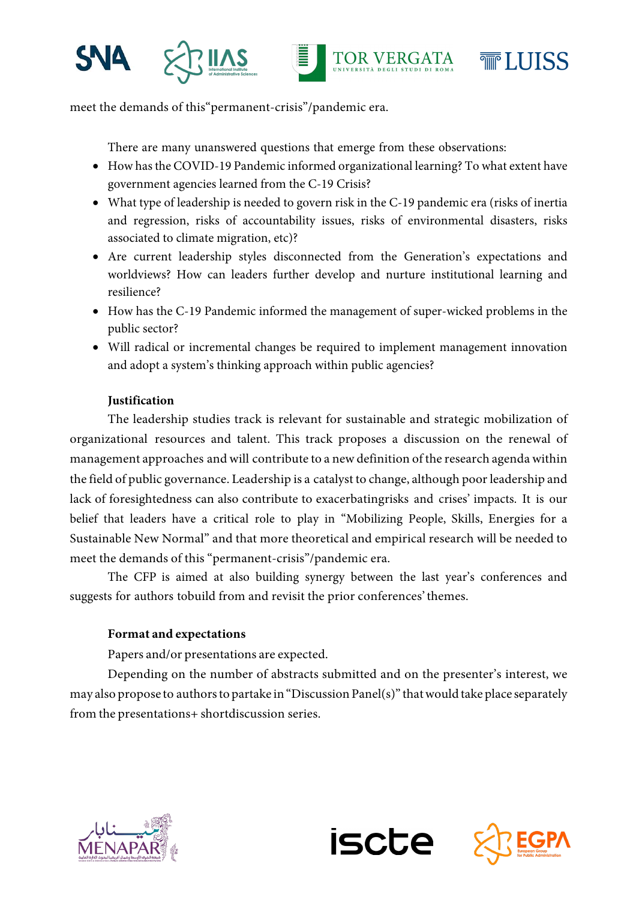meet the demands of this"permanent-crisis"/pandemic era.

There are many unanswered questions that emerge from these observations:

- How has the COVID-19 Pandemic informed organizational learning? To what extent have government agencies learned from the C-19 Crisis?
- What type of leadership is needed to govern risk in the C-19 pandemic era (risks of inertia and regression, risks of accountability issues, risks of environmental disasters, risks associated to climate migration, etc)?
- Are current leadership styles disconnected from the Generation's expectations and worldviews? How can leaders further develop and nurture institutional learning and resilience?
- How has the C-19 Pandemic informed the management of super-wicked problems in the public sector?
- Will radical or incremental changes be required to implement management innovation and adopt a system's thinking approach within public agencies?

**Justification**

The leadership studies track is relevant for sustainable and strategic mobilization of organizational resources and talent. This track proposes a discussion on the renewal of management approaches and will contribute to a new definition of the research agenda within the field of public governance. Leadership is a catalyst to change, although poor leadership and lack of foresightedness can also contribute to exacerbatingrisks and crises' impacts. It is our belief that leaders have a critical role to play in "Mobilizing People, Skills, Energies for a Sustainable New Normal" and that more theoretical and empirical research will be needed to meet the demands of this "permanent-crisis"/pandemic era.

The CFP is aimed at also building synergy between the last year's conferences and suggests for authors tobuild from and revisit the prior conferences' themes.

**Format and expectations**

Papers and/or presentations are expected.

Depending on the number of abstracts submitted and on the presenter's interest, we may also propose to authors to partake in "Discussion Panel(s)" that would take place separately from the presentations+ shortdiscussion series.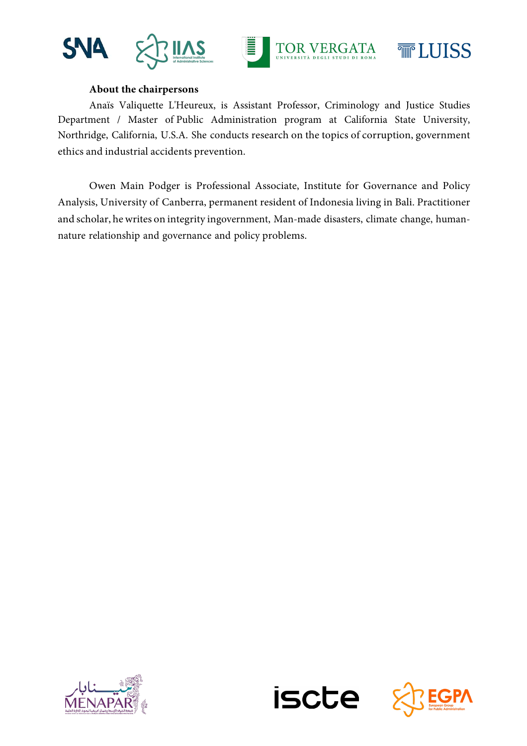**About the chairpersons**

Anaïs Valiquette L'Heureux, is Assistant Professor, Criminology and Justice Studies Department / Master of Public Administration program at California State University, Northridge, California, U.S.A. She conducts research on the topics of corruption, government ethics and industrial accidents prevention.

Owen Main Podger is Professional Associate, Institute for Governance and Policy Analysis, University of Canberra, permanent resident of Indonesia living in Bali. Practitioner and scholar, he writes on integrity ingovernment, Man-made disasters, climate change, human-nature relationship and governance and policy problems.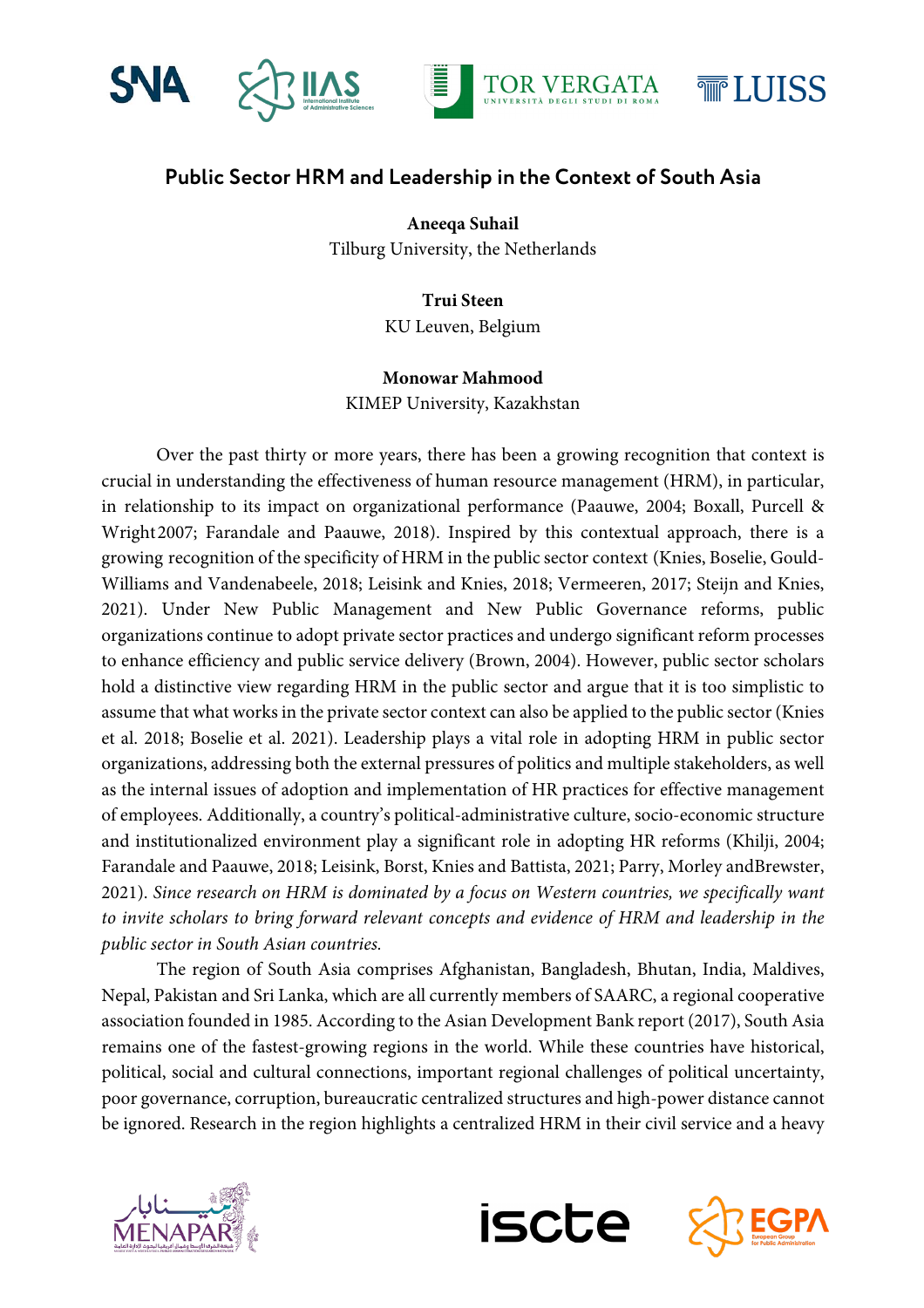## Public Sector HRM and Leadership in the Context of South Asia

**Aneeqa Suhail**
Tilburg University, the Netherlands

**Trui Steen**
KU Leuven, Belgium

**Monowar Mahmood**
KIMEP University, Kazakhstan

Over the past thirty or more years, there has been a growing recognition that context is crucial in understanding the effectiveness of human resource management (HRM), in particular, in relationship to its impact on organizational performance (Paauwe, 2004; Boxall, Purcell & Wright 2007; Farandale and Paauwe, 2018). Inspired by this contextual approach, there is a growing recognition of the specificity of HRM in the public sector context (Knies, Boselie, Gould-Williams and Vandenabeele, 2018; Leisink and Knies, 2018; Vermeeren, 2017; Steijn and Knies, 2021). Under New Public Management and New Public Governance reforms, public organizations continue to adopt private sector practices and undergo significant reform processes to enhance efficiency and public service delivery (Brown, 2004). However, public sector scholars hold a distinctive view regarding HRM in the public sector and argue that it is too simplistic to assume that what works in the private sector context can also be applied to the public sector (Knies et al. 2018; Boselie et al. 2021). Leadership plays a vital role in adopting HRM in public sector organizations, addressing both the external pressures of politics and multiple stakeholders, as well as the internal issues of adoption and implementation of HR practices for effective management of employees. Additionally, a country's political-administrative culture, socio-economic structure and institutionalized environment play a significant role in adopting HR reforms (Khilji, 2004; Farandale and Paauwe, 2018; Leisink, Borst, Knies and Battista, 2021; Parry, Morley andBrewster, 2021). *Since research on HRM is dominated by a focus on Western countries, we specifically want to invite scholars to bring forward relevant concepts and evidence of HRM and leadership in the public sector in South Asian countries.*

The region of South Asia comprises Afghanistan, Bangladesh, Bhutan, India, Maldives, Nepal, Pakistan and Sri Lanka, which are all currently members of SAARC, a regional cooperative association founded in 1985. According to the Asian Development Bank report (2017), South Asia remains one of the fastest-growing regions in the world. While these countries have historical, political, social and cultural connections, important regional challenges of political uncertainty, poor governance, corruption, bureaucratic centralized structures and high-power distance cannot be ignored. Research in the region highlights a centralized HRM in their civil service and a heavy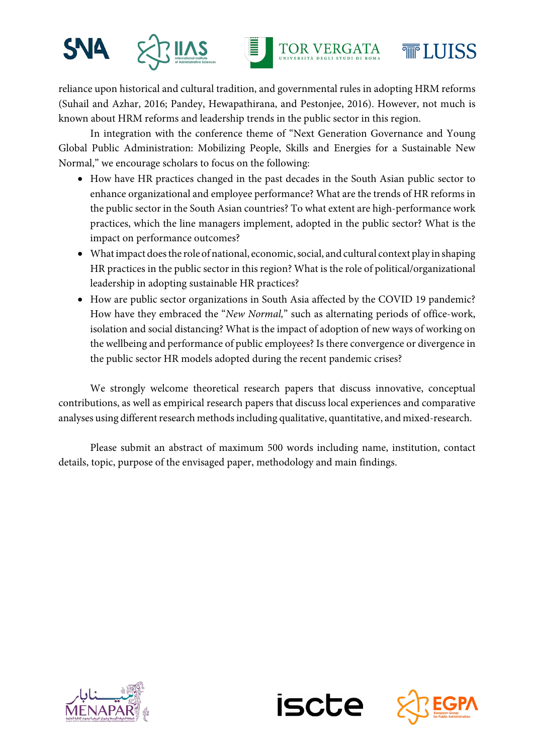reliance upon historical and cultural tradition, and governmental rules in adopting HRM reforms (Suhail and Azhar, 2016; Pandey, Hewapathirana, and Pestonjee, 2016). However, not much is known about HRM reforms and leadership trends in the public sector in this region.

In integration with the conference theme of "Next Generation Governance and Young Global Public Administration: Mobilizing People, Skills and Energies for a Sustainable New Normal," we encourage scholars to focus on the following:

- How have HR practices changed in the past decades in the South Asian public sector to enhance organizational and employee performance? What are the trends of HR reforms in the public sector in the South Asian countries? To what extent are high-performance work practices, which the line managers implement, adopted in the public sector? What is the impact on performance outcomes?
- What impact does the role of national, economic, social, and cultural context play in shaping HR practices in the public sector in this region? What is the role of political/organizational leadership in adopting sustainable HR practices?
- How are public sector organizations in South Asia affected by the COVID 19 pandemic? How have they embraced the "*New Normal,*" such as alternating periods of office-work, isolation and social distancing? What is the impact of adoption of new ways of working on the wellbeing and performance of public employees? Is there convergence or divergence in the public sector HR models adopted during the recent pandemic crises?

We strongly welcome theoretical research papers that discuss innovative, conceptual contributions, as well as empirical research papers that discuss local experiences and comparative analyses using different research methods including qualitative, quantitative, and mixed-research.

Please submit an abstract of maximum 500 words including name, institution, contact details, topic, purpose of the envisaged paper, methodology and main findings.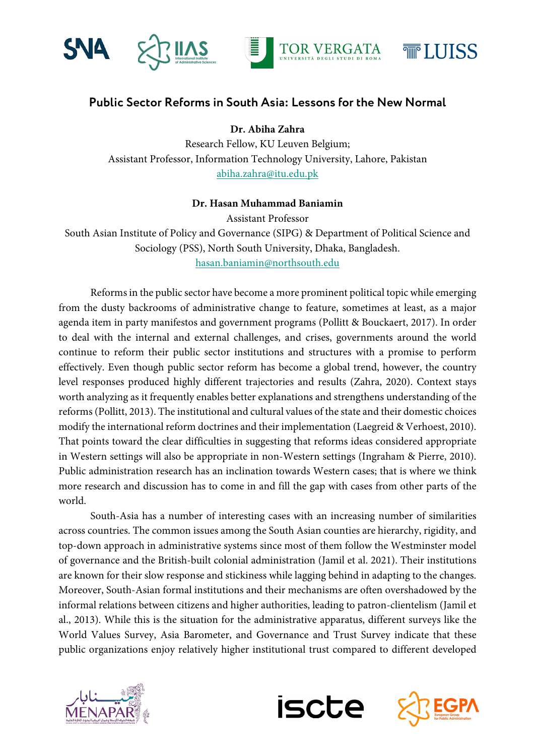## Public Sector Reforms in South Asia: Lessons for the New Normal

**Dr. Abiha Zahra**
Research Fellow, KU Leuven Belgium;
Assistant Professor, Information Technology University, Lahore, Pakistan
abiha.zahra@itu.edu.pk

**Dr. Hasan Muhammad Baniamin**
Assistant Professor
South Asian Institute of Policy and Governance (SIPG) & Department of Political Science and Sociology (PSS), North South University, Dhaka, Bangladesh.
hasan.baniamin@northsouth.edu

Reforms in the public sector have become a more prominent political topic while emerging from the dusty backrooms of administrative change to feature, sometimes at least, as a major agenda item in party manifestos and government programs (Pollitt & Bouckaert, 2017). In order to deal with the internal and external challenges, and crises, governments around the world continue to reform their public sector institutions and structures with a promise to perform effectively. Even though public sector reform has become a global trend, however, the country level responses produced highly different trajectories and results (Zahra, 2020). Context stays worth analyzing as it frequently enables better explanations and strengthens understanding of the reforms (Pollitt, 2013). The institutional and cultural values of the state and their domestic choices modify the international reform doctrines and their implementation (Laegreid & Verhoest, 2010). That points toward the clear difficulties in suggesting that reforms ideas considered appropriate in Western settings will also be appropriate in non-Western settings (Ingraham & Pierre, 2010). Public administration research has an inclination towards Western cases; that is where we think more research and discussion has to come in and fill the gap with cases from other parts of the world.

South-Asia has a number of interesting cases with an increasing number of similarities across countries. The common issues among the South Asian counties are hierarchy, rigidity, and top-down approach in administrative systems since most of them follow the Westminster model of governance and the British-built colonial administration (Jamil et al. 2021). Their institutions are known for their slow response and stickiness while lagging behind in adapting to the changes. Moreover, South-Asian formal institutions and their mechanisms are often overshadowed by the informal relations between citizens and higher authorities, leading to patron-clientelism (Jamil et al., 2013). While this is the situation for the administrative apparatus, different surveys like the World Values Survey, Asia Barometer, and Governance and Trust Survey indicate that these public organizations enjoy relatively higher institutional trust compared to different developed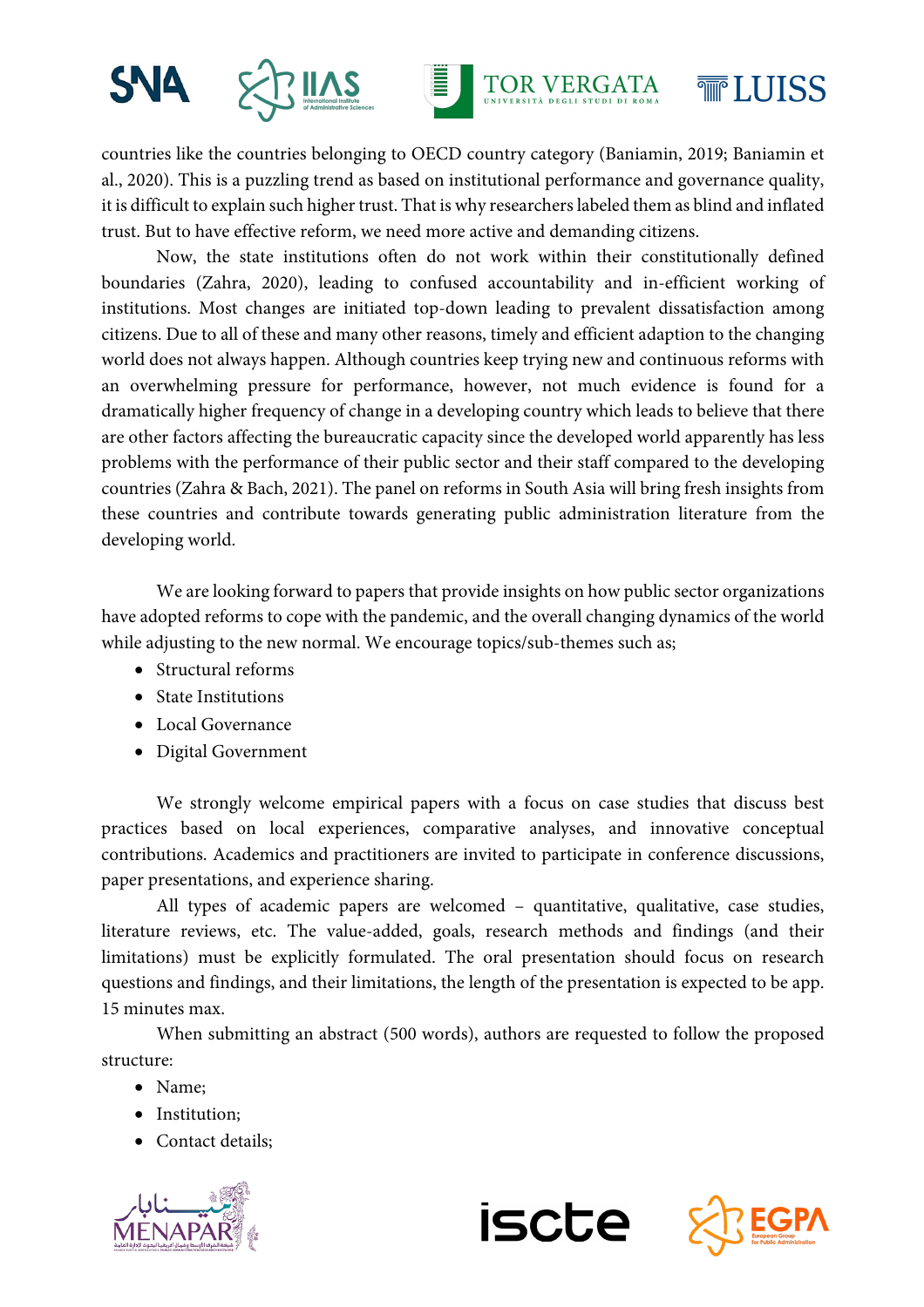countries like the countries belonging to OECD country category (Baniamin, 2019; Baniamin et al., 2020). This is a puzzling trend as based on institutional performance and governance quality, it is difficult to explain such higher trust. That is why researchers labeled them as blind and inflated trust. But to have effective reform, we need more active and demanding citizens.

Now, the state institutions often do not work within their constitutionally defined boundaries (Zahra, 2020), leading to confused accountability and in-efficient working of institutions. Most changes are initiated top-down leading to prevalent dissatisfaction among citizens. Due to all of these and many other reasons, timely and efficient adaption to the changing world does not always happen. Although countries keep trying new and continuous reforms with an overwhelming pressure for performance, however, not much evidence is found for a dramatically higher frequency of change in a developing country which leads to believe that there are other factors affecting the bureaucratic capacity since the developed world apparently has less problems with the performance of their public sector and their staff compared to the developing countries (Zahra & Bach, 2021). The panel on reforms in South Asia will bring fresh insights from these countries and contribute towards generating public administration literature from the developing world.

We are looking forward to papers that provide insights on how public sector organizations have adopted reforms to cope with the pandemic, and the overall changing dynamics of the world while adjusting to the new normal. We encourage topics/sub-themes such as;

- Structural reforms
- State Institutions
- Local Governance
- Digital Government

We strongly welcome empirical papers with a focus on case studies that discuss best practices based on local experiences, comparative analyses, and innovative conceptual contributions. Academics and practitioners are invited to participate in conference discussions, paper presentations, and experience sharing.

All types of academic papers are welcomed – quantitative, qualitative, case studies, literature reviews, etc. The value-added, goals, research methods and findings (and their limitations) must be explicitly formulated. The oral presentation should focus on research questions and findings, and their limitations, the length of the presentation is expected to be app. 15 minutes max.

When submitting an abstract (500 words), authors are requested to follow the proposed structure:

- Name;
- Institution;
- Contact details;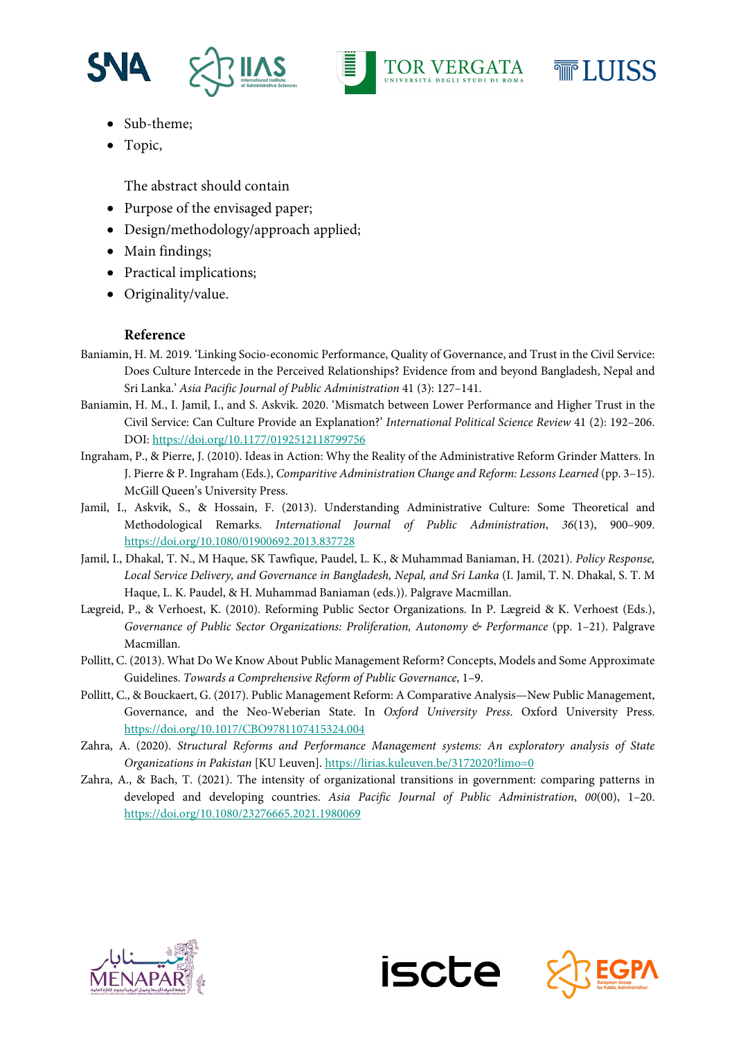- Sub-theme;
- Topic,

The abstract should contain

- Purpose of the envisaged paper;
- Design/methodology/approach applied;
- Main findings;
- Practical implications;
- Originality/value.

### Reference

Baniamin, H. M. 2019. 'Linking Socio-economic Performance, Quality of Governance, and Trust in the Civil Service: Does Culture Intercede in the Perceived Relationships? Evidence from and beyond Bangladesh, Nepal and Sri Lanka.' *Asia Pacific Journal of Public Administration* 41 (3): 127–141.

Baniamin, H. M., I. Jamil, I., and S. Askvik. 2020. 'Mismatch between Lower Performance and Higher Trust in the Civil Service: Can Culture Provide an Explanation?' *International Political Science Review* 41 (2): 192–206. DOI: https://doi.org/10.1177/0192512118799756

Ingraham, P., & Pierre, J. (2010). Ideas in Action: Why the Reality of the Administrative Reform Grinder Matters. In J. Pierre & P. Ingraham (Eds.), *Comparitive Administration Change and Reform: Lessons Learned* (pp. 3–15). McGill Queen's University Press.

Jamil, I., Askvik, S., & Hossain, F. (2013). Understanding Administrative Culture: Some Theoretical and Methodological Remarks. *International Journal of Public Administration*, *36*(13), 900–909. https://doi.org/10.1080/01900692.2013.837728

Jamil, I., Dhakal, T. N., M Haque, SK Tawfique, Paudel, L. K., & Muhammad Baniaman, H. (2021). *Policy Response, Local Service Delivery, and Governance in Bangladesh, Nepal, and Sri Lanka* (I. Jamil, T. N. Dhakal, S. T. M Haque, L. K. Paudel, & H. Muhammad Baniaman (eds.)). Palgrave Macmillan.

Lægreid, P., & Verhoest, K. (2010). Reforming Public Sector Organizations. In P. Lægreid & K. Verhoest (Eds.), *Governance of Public Sector Organizations: Proliferation, Autonomy & Performance* (pp. 1–21). Palgrave Macmillan.

Pollitt, C. (2013). What Do We Know About Public Management Reform? Concepts, Models and Some Approximate Guidelines. *Towards a Comprehensive Reform of Public Governance*, 1–9.

Pollitt, C., & Bouckaert, G. (2017). Public Management Reform: A Comparative Analysis—New Public Management, Governance, and the Neo-Weberian State. In *Oxford University Press*. Oxford University Press. https://doi.org/10.1017/CBO9781107415324.004

Zahra, A. (2020). *Structural Reforms and Performance Management systems: An exploratory analysis of State Organizations in Pakistan* [KU Leuven]. https://lirias.kuleuven.be/3172020?limo=0

Zahra, A., & Bach, T. (2021). The intensity of organizational transitions in government: comparing patterns in developed and developing countries. *Asia Pacific Journal of Public Administration*, *00*(00), 1–20. https://doi.org/10.1080/23276665.2021.1980069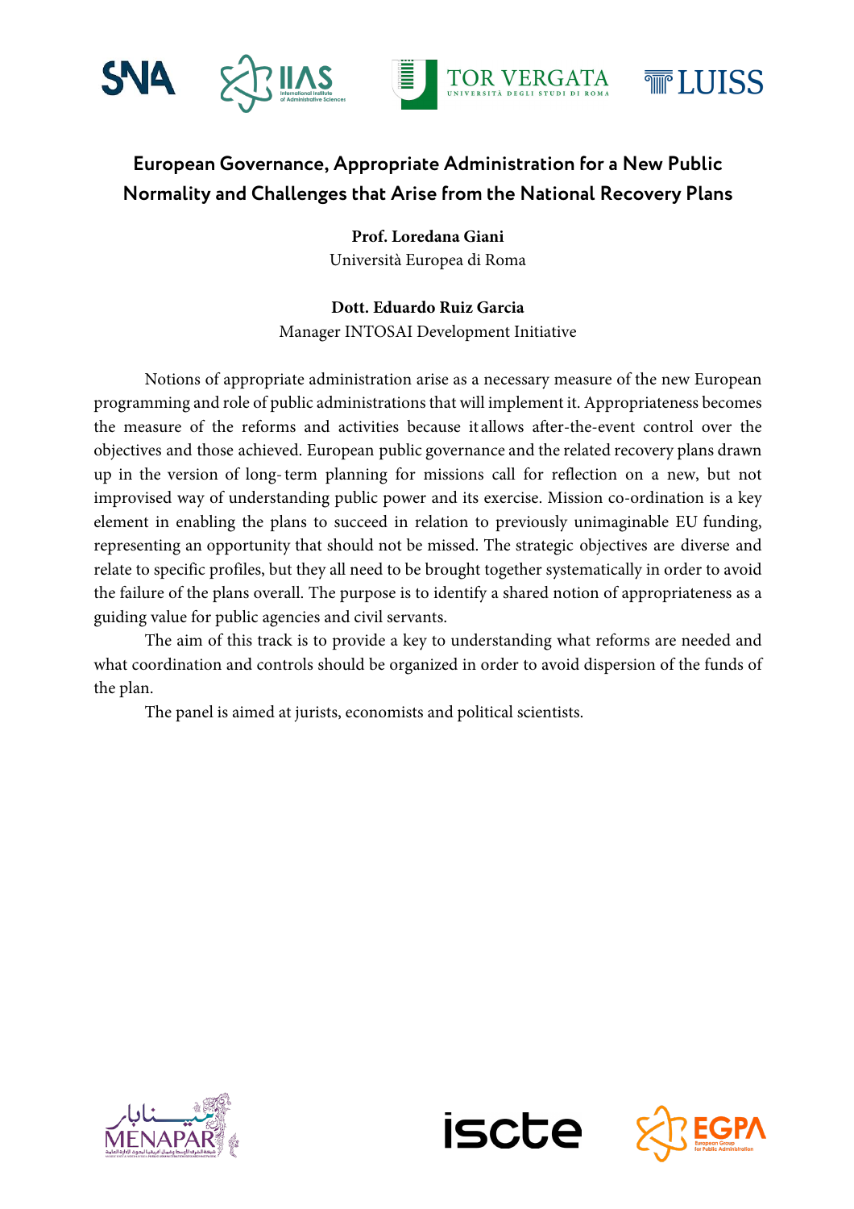## European Governance, Appropriate Administration for a New Public Normality and Challenges that Arise from the National Recovery Plans

**Prof. Loredana Giani**
Università Europea di Roma

**Dott. Eduardo Ruiz Garcia**
Manager INTOSAI Development Initiative

Notions of appropriate administration arise as a necessary measure of the new European programming and role of public administrations that will implement it. Appropriateness becomes the measure of the reforms and activities because it allows after-the-event control over the objectives and those achieved. European public governance and the related recovery plans drawn up in the version of long- term planning for missions call for reflection on a new, but not improvised way of understanding public power and its exercise. Mission co-ordination is a key element in enabling the plans to succeed in relation to previously unimaginable EU funding, representing an opportunity that should not be missed. The strategic objectives are diverse and relate to specific profiles, but they all need to be brought together systematically in order to avoid the failure of the plans overall. The purpose is to identify a shared notion of appropriateness as a guiding value for public agencies and civil servants.

The aim of this track is to provide a key to understanding what reforms are needed and what coordination and controls should be organized in order to avoid dispersion of the funds of the plan.

The panel is aimed at jurists, economists and political scientists.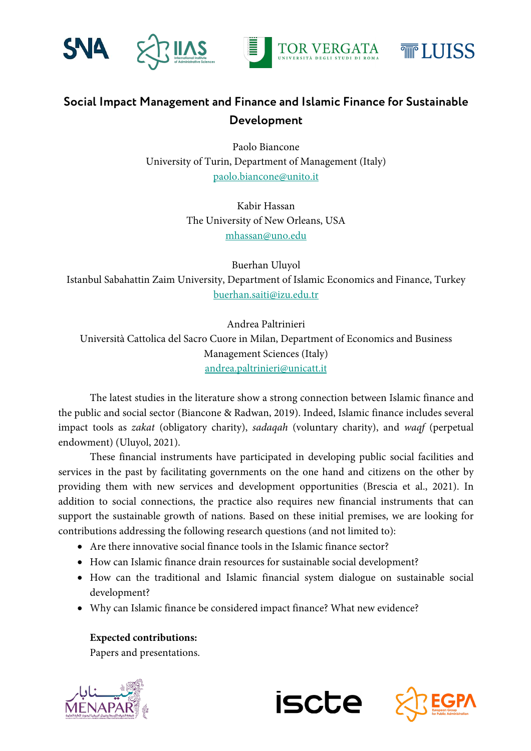## Social Impact Management and Finance and Islamic Finance for Sustainable Development

Paolo Biancone
University of Turin, Department of Management (Italy)
paolo.biancone@unito.it

Kabir Hassan
The University of New Orleans, USA
mhassan@uno.edu

Buerhan Uluyol
Istanbul Sabahattin Zaim University, Department of Islamic Economics and Finance, Turkey
buerhan.saiti@izu.edu.tr

Andrea Paltrinieri
Università Cattolica del Sacro Cuore in Milan, Department of Economics and Business Management Sciences (Italy)
andrea.paltrinieri@unicatt.it

The latest studies in the literature show a strong connection between Islamic finance and the public and social sector (Biancone & Radwan, 2019). Indeed, Islamic finance includes several impact tools as *zakat* (obligatory charity), *sadaqah* (voluntary charity), and *waqf* (perpetual endowment) (Uluyol, 2021).

These financial instruments have participated in developing public social facilities and services in the past by facilitating governments on the one hand and citizens on the other by providing them with new services and development opportunities (Brescia et al., 2021). In addition to social connections, the practice also requires new financial instruments that can support the sustainable growth of nations. Based on these initial premises, we are looking for contributions addressing the following research questions (and not limited to):

- Are there innovative social finance tools in the Islamic finance sector?
- How can Islamic finance drain resources for sustainable social development?
- How can the traditional and Islamic financial system dialogue on sustainable social development?
- Why can Islamic finance be considered impact finance? What new evidence?

**Expected contributions:**
Papers and presentations.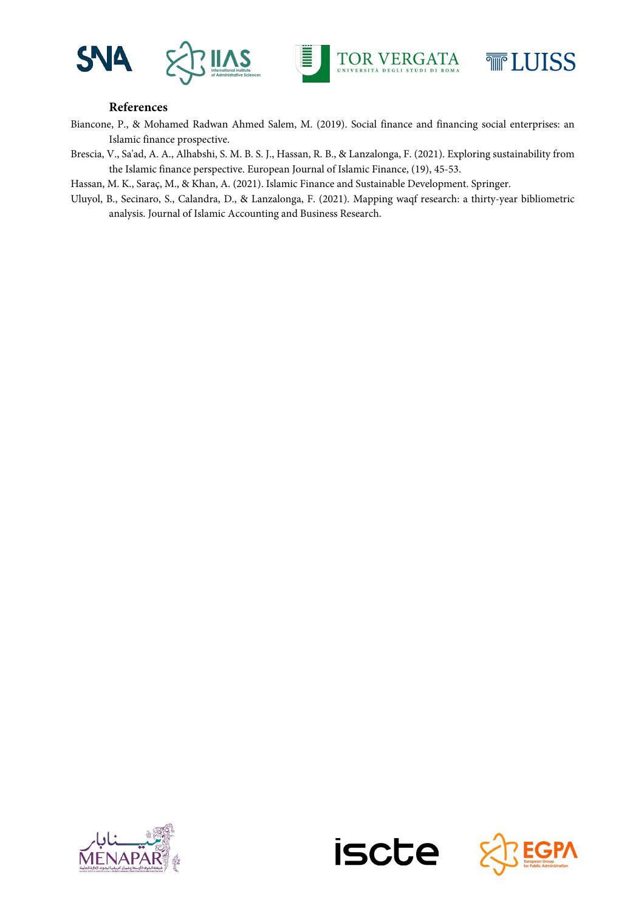### References

Biancone, P., & Mohamed Radwan Ahmed Salem, M. (2019). Social finance and financing social enterprises: an Islamic finance prospective.

Brescia, V., Sa'ad, A. A., Alhabshi, S. M. B. S. J., Hassan, R. B., & Lanzalonga, F. (2021). Exploring sustainability from the Islamic finance perspective. European Journal of Islamic Finance, (19), 45-53.

Hassan, M. K., Saraç, M., & Khan, A. (2021). Islamic Finance and Sustainable Development. Springer.

Uluyol, B., Secinaro, S., Calandra, D., & Lanzalonga, F. (2021). Mapping waqf research: a thirty-year bibliometric analysis. Journal of Islamic Accounting and Business Research.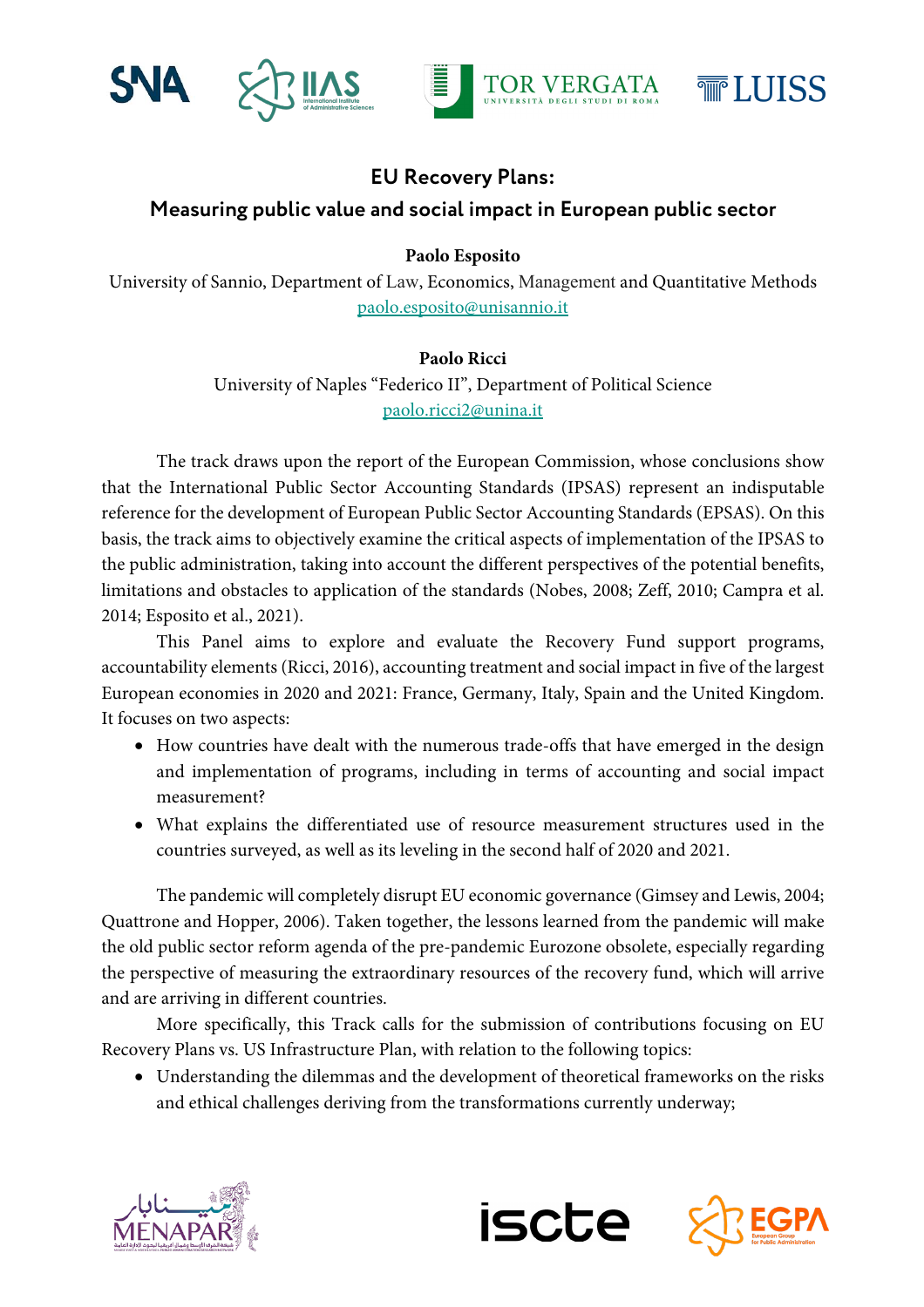## EU Recovery Plans:
## Measuring public value and social impact in European public sector

**Paolo Esposito**
University of Sannio, Department of Law, Economics, Management and Quantitative Methods
paolo.esposito@unisannio.it

**Paolo Ricci**
University of Naples "Federico II", Department of Political Science
paolo.ricci2@unina.it

The track draws upon the report of the European Commission, whose conclusions show that the International Public Sector Accounting Standards (IPSAS) represent an indisputable reference for the development of European Public Sector Accounting Standards (EPSAS). On this basis, the track aims to objectively examine the critical aspects of implementation of the IPSAS to the public administration, taking into account the different perspectives of the potential benefits, limitations and obstacles to application of the standards (Nobes, 2008; Zeff, 2010; Campra et al. 2014; Esposito et al., 2021).

This Panel aims to explore and evaluate the Recovery Fund support programs, accountability elements (Ricci, 2016), accounting treatment and social impact in five of the largest European economies in 2020 and 2021: France, Germany, Italy, Spain and the United Kingdom. It focuses on two aspects:

- How countries have dealt with the numerous trade-offs that have emerged in the design and implementation of programs, including in terms of accounting and social impact measurement?
- What explains the differentiated use of resource measurement structures used in the countries surveyed, as well as its leveling in the second half of 2020 and 2021.

The pandemic will completely disrupt EU economic governance (Gimsey and Lewis, 2004; Quattrone and Hopper, 2006). Taken together, the lessons learned from the pandemic will make the old public sector reform agenda of the pre-pandemic Eurozone obsolete, especially regarding the perspective of measuring the extraordinary resources of the recovery fund, which will arrive and are arriving in different countries.

More specifically, this Track calls for the submission of contributions focusing on EU Recovery Plans vs. US Infrastructure Plan, with relation to the following topics:

- Understanding the dilemmas and the development of theoretical frameworks on the risks and ethical challenges deriving from the transformations currently underway;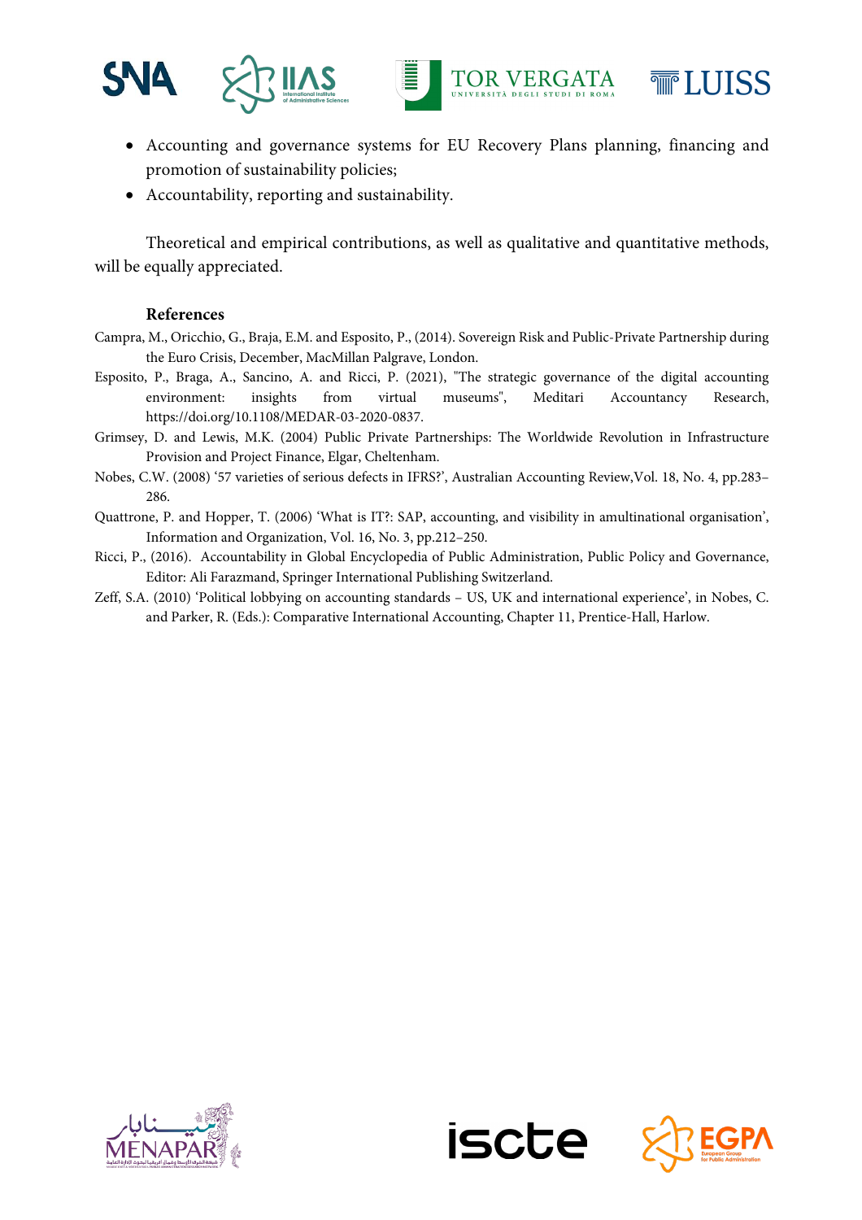- Accounting and governance systems for EU Recovery Plans planning, financing and promotion of sustainability policies;
- Accountability, reporting and sustainability.

Theoretical and empirical contributions, as well as qualitative and quantitative methods, will be equally appreciated.

**References**

Campra, M., Oricchio, G., Braja, E.M. and Esposito, P., (2014). Sovereign Risk and Public-Private Partnership during the Euro Crisis, December, MacMillan Palgrave, London.

Esposito, P., Braga, A., Sancino, A. and Ricci, P. (2021), "The strategic governance of the digital accounting environment: insights from virtual museums", Meditari Accountancy Research, https://doi.org/10.1108/MEDAR-03-2020-0837.

Grimsey, D. and Lewis, M.K. (2004) Public Private Partnerships: The Worldwide Revolution in Infrastructure Provision and Project Finance, Elgar, Cheltenham.

Nobes, C.W. (2008) '57 varieties of serious defects in IFRS?', Australian Accounting Review,Vol. 18, No. 4, pp.283–286.

Quattrone, P. and Hopper, T. (2006) 'What is IT?: SAP, accounting, and visibility in amultinational organisation', Information and Organization, Vol. 16, No. 3, pp.212–250.

Ricci, P., (2016). Accountability in Global Encyclopedia of Public Administration, Public Policy and Governance, Editor: Ali Farazmand, Springer International Publishing Switzerland.

Zeff, S.A. (2010) 'Political lobbying on accounting standards – US, UK and international experience', in Nobes, C. and Parker, R. (Eds.): Comparative International Accounting, Chapter 11, Prentice-Hall, Harlow.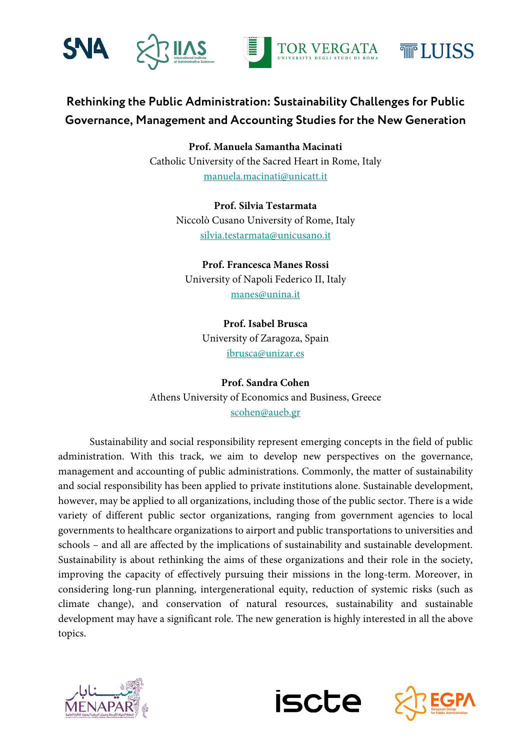# Rethinking the Public Administration: Sustainability Challenges for Public Governance, Management and Accounting Studies for the New Generation

**Prof. Manuela Samantha Macinati**
Catholic University of the Sacred Heart in Rome, Italy
manuela.macinati@unicatt.it

**Prof. Silvia Testarmata**
Niccolò Cusano University of Rome, Italy
silvia.testarmata@unicusano.it

**Prof. Francesca Manes Rossi**
University of Napoli Federico II, Italy
manes@unina.it

**Prof. Isabel Brusca**
University of Zaragoza, Spain
ibrusca@unizar.es

**Prof. Sandra Cohen**
Athens University of Economics and Business, Greece
scohen@aueb.gr

Sustainability and social responsibility represent emerging concepts in the field of public administration. With this track, we aim to develop new perspectives on the governance, management and accounting of public administrations. Commonly, the matter of sustainability and social responsibility has been applied to private institutions alone. Sustainable development, however, may be applied to all organizations, including those of the public sector. There is a wide variety of different public sector organizations, ranging from government agencies to local governments to healthcare organizations to airport and public transportations to universities and schools – and all are affected by the implications of sustainability and sustainable development. Sustainability is about rethinking the aims of these organizations and their role in the society, improving the capacity of effectively pursuing their missions in the long-term. Moreover, in considering long-run planning, intergenerational equity, reduction of systemic risks (such as climate change), and conservation of natural resources, sustainability and sustainable development may have a significant role. The new generation is highly interested in all the above topics.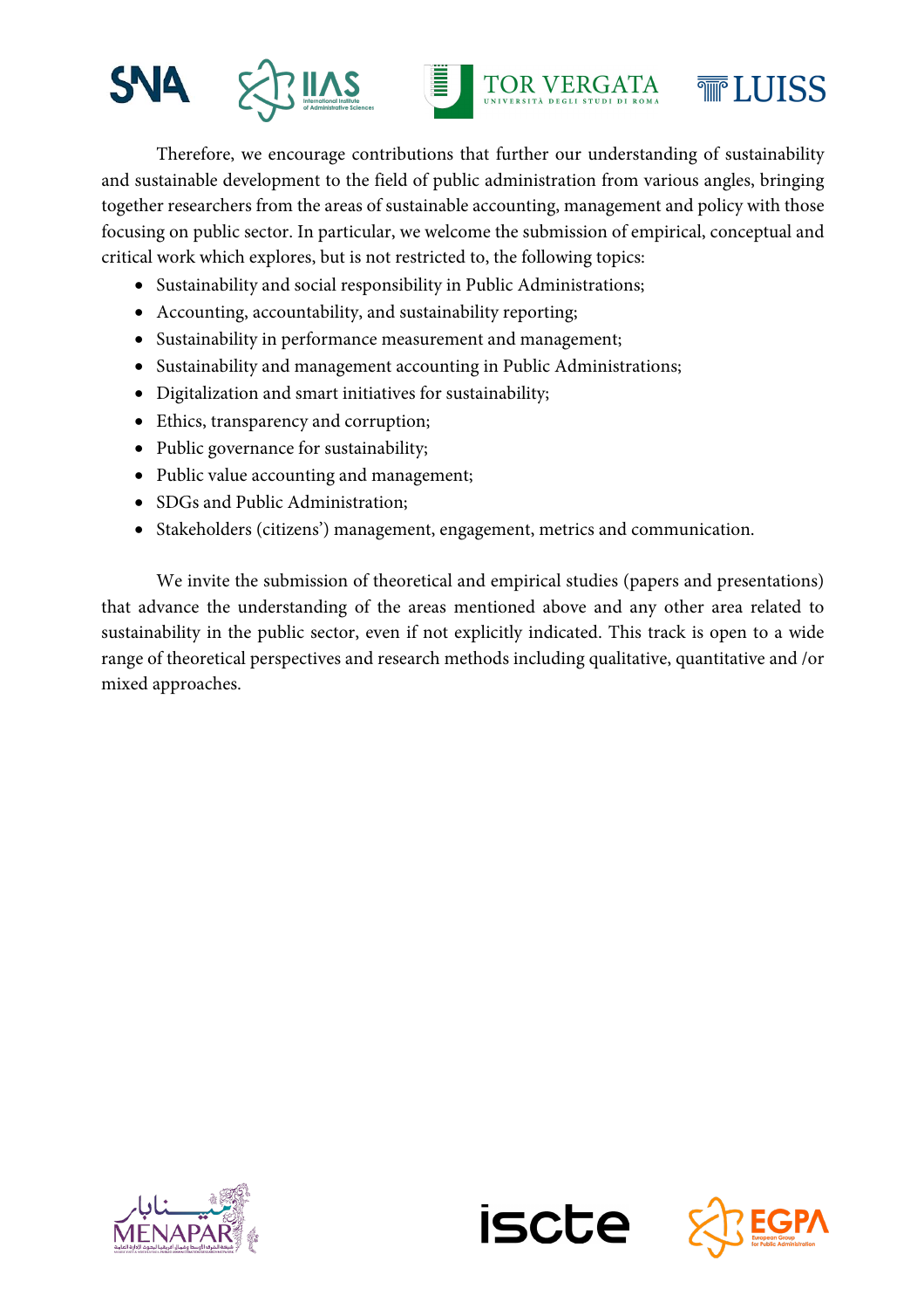Therefore, we encourage contributions that further our understanding of sustainability and sustainable development to the field of public administration from various angles, bringing together researchers from the areas of sustainable accounting, management and policy with those focusing on public sector. In particular, we welcome the submission of empirical, conceptual and critical work which explores, but is not restricted to, the following topics:

- Sustainability and social responsibility in Public Administrations;
- Accounting, accountability, and sustainability reporting;
- Sustainability in performance measurement and management;
- Sustainability and management accounting in Public Administrations;
- Digitalization and smart initiatives for sustainability;
- Ethics, transparency and corruption;
- Public governance for sustainability;
- Public value accounting and management;
- SDGs and Public Administration;
- Stakeholders (citizens') management, engagement, metrics and communication.

We invite the submission of theoretical and empirical studies (papers and presentations) that advance the understanding of the areas mentioned above and any other area related to sustainability in the public sector, even if not explicitly indicated. This track is open to a wide range of theoretical perspectives and research methods including qualitative, quantitative and /or mixed approaches.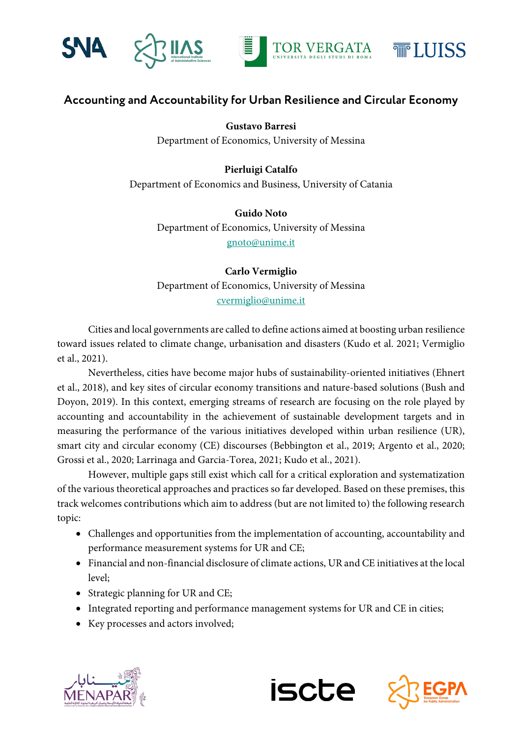## Accounting and Accountability for Urban Resilience and Circular Economy

**Gustavo Barresi**
Department of Economics, University of Messina

**Pierluigi Catalfo**
Department of Economics and Business, University of Catania

**Guido Noto**
Department of Economics, University of Messina
gnoto@unime.it

**Carlo Vermiglio**
Department of Economics, University of Messina
cvermiglio@unime.it

Cities and local governments are called to define actions aimed at boosting urban resilience toward issues related to climate change, urbanisation and disasters (Kudo et al. 2021; Vermiglio et al., 2021).

Nevertheless, cities have become major hubs of sustainability-oriented initiatives (Ehnert et al., 2018), and key sites of circular economy transitions and nature-based solutions (Bush and Doyon, 2019). In this context, emerging streams of research are focusing on the role played by accounting and accountability in the achievement of sustainable development targets and in measuring the performance of the various initiatives developed within urban resilience (UR), smart city and circular economy (CE) discourses (Bebbington et al., 2019; Argento et al., 2020; Grossi et al., 2020; Larrinaga and Garcia-Torea, 2021; Kudo et al., 2021).

However, multiple gaps still exist which call for a critical exploration and systematization of the various theoretical approaches and practices so far developed. Based on these premises, this track welcomes contributions which aim to address (but are not limited to) the following research topic:

- Challenges and opportunities from the implementation of accounting, accountability and performance measurement systems for UR and CE;
- Financial and non-financial disclosure of climate actions, UR and CE initiatives at the local level;
- Strategic planning for UR and CE;
- Integrated reporting and performance management systems for UR and CE in cities;
- Key processes and actors involved;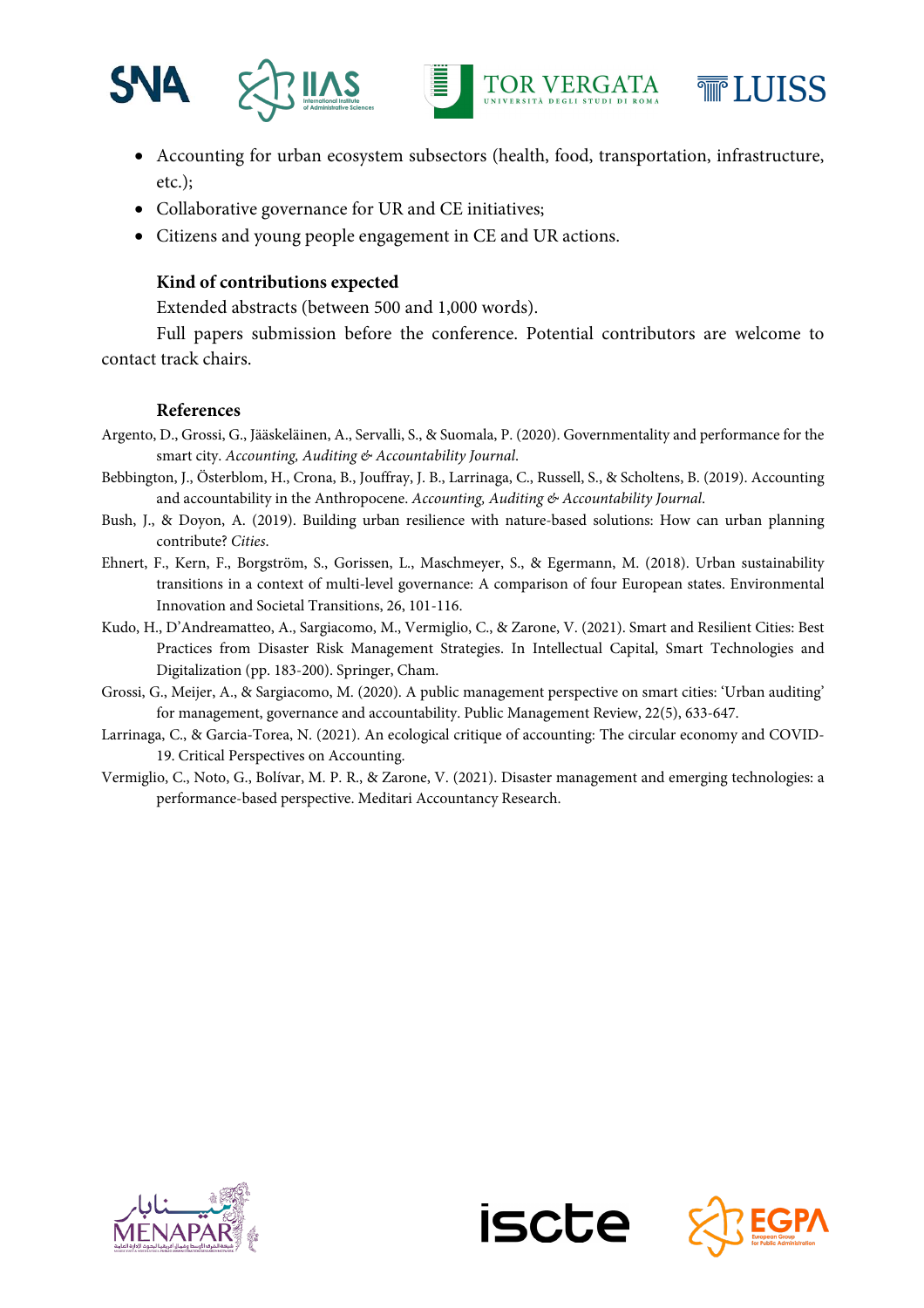- Accounting for urban ecosystem subsectors (health, food, transportation, infrastructure, etc.);
- Collaborative governance for UR and CE initiatives;
- Citizens and young people engagement in CE and UR actions.

**Kind of contributions expected**

Extended abstracts (between 500 and 1,000 words).

Full papers submission before the conference. Potential contributors are welcome to contact track chairs.

**References**

Argento, D., Grossi, G., Jääskeläinen, A., Servalli, S., & Suomala, P. (2020). Governmentality and performance for the smart city. *Accounting, Auditing & Accountability Journal.*

Bebbington, J., Österblom, H., Crona, B., Jouffray, J. B., Larrinaga, C., Russell, S., & Scholtens, B. (2019). Accounting and accountability in the Anthropocene. *Accounting, Auditing & Accountability Journal.*

Bush, J., & Doyon, A. (2019). Building urban resilience with nature-based solutions: How can urban planning contribute? *Cities.*

Ehnert, F., Kern, F., Borgström, S., Gorissen, L., Maschmeyer, S., & Egermann, M. (2018). Urban sustainability transitions in a context of multi-level governance: A comparison of four European states. Environmental Innovation and Societal Transitions, 26, 101-116.

Kudo, H., D'Andreamatteo, A., Sargiacomo, M., Vermiglio, C., & Zarone, V. (2021). Smart and Resilient Cities: Best Practices from Disaster Risk Management Strategies. In Intellectual Capital, Smart Technologies and Digitalization (pp. 183-200). Springer, Cham.

Grossi, G., Meijer, A., & Sargiacomo, M. (2020). A public management perspective on smart cities: 'Urban auditing' for management, governance and accountability. Public Management Review, 22(5), 633-647.

Larrinaga, C., & Garcia-Torea, N. (2021). An ecological critique of accounting: The circular economy and COVID-19. Critical Perspectives on Accounting.

Vermiglio, C., Noto, G., Bolívar, M. P. R., & Zarone, V. (2021). Disaster management and emerging technologies: a performance-based perspective. Meditari Accountancy Research.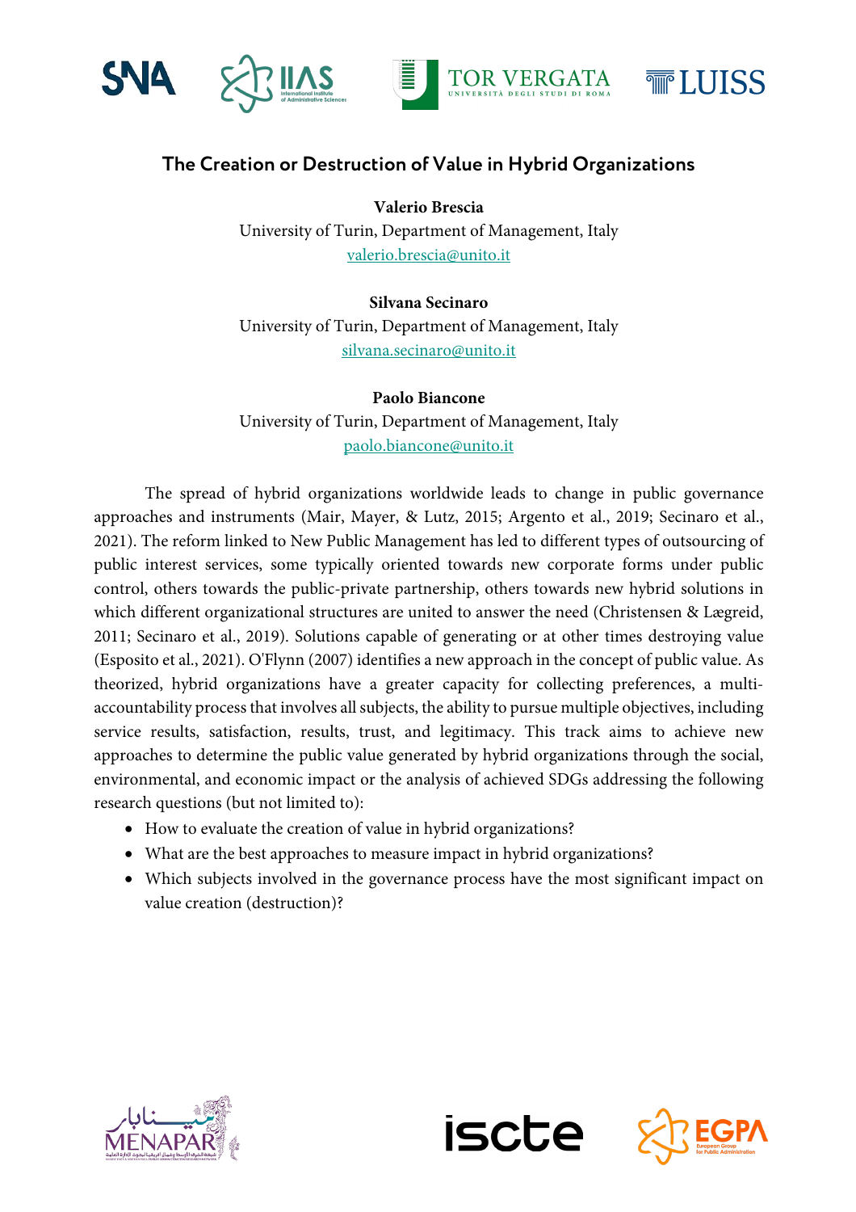## The Creation or Destruction of Value in Hybrid Organizations

**Valerio Brescia**
University of Turin, Department of Management, Italy
valerio.brescia@unito.it

**Silvana Secinaro**
University of Turin, Department of Management, Italy
silvana.secinaro@unito.it

**Paolo Biancone**
University of Turin, Department of Management, Italy
paolo.biancone@unito.it

The spread of hybrid organizations worldwide leads to change in public governance approaches and instruments (Mair, Mayer, & Lutz, 2015; Argento et al., 2019; Secinaro et al., 2021). The reform linked to New Public Management has led to different types of outsourcing of public interest services, some typically oriented towards new corporate forms under public control, others towards the public-private partnership, others towards new hybrid solutions in which different organizational structures are united to answer the need (Christensen & Lægreid, 2011; Secinaro et al., 2019). Solutions capable of generating or at other times destroying value (Esposito et al., 2021). O'Flynn (2007) identifies a new approach in the concept of public value. As theorized, hybrid organizations have a greater capacity for collecting preferences, a multi-accountability process that involves all subjects, the ability to pursue multiple objectives, including service results, satisfaction, results, trust, and legitimacy. This track aims to achieve new approaches to determine the public value generated by hybrid organizations through the social, environmental, and economic impact or the analysis of achieved SDGs addressing the following research questions (but not limited to):

- How to evaluate the creation of value in hybrid organizations?
- What are the best approaches to measure impact in hybrid organizations?
- Which subjects involved in the governance process have the most significant impact on value creation (destruction)?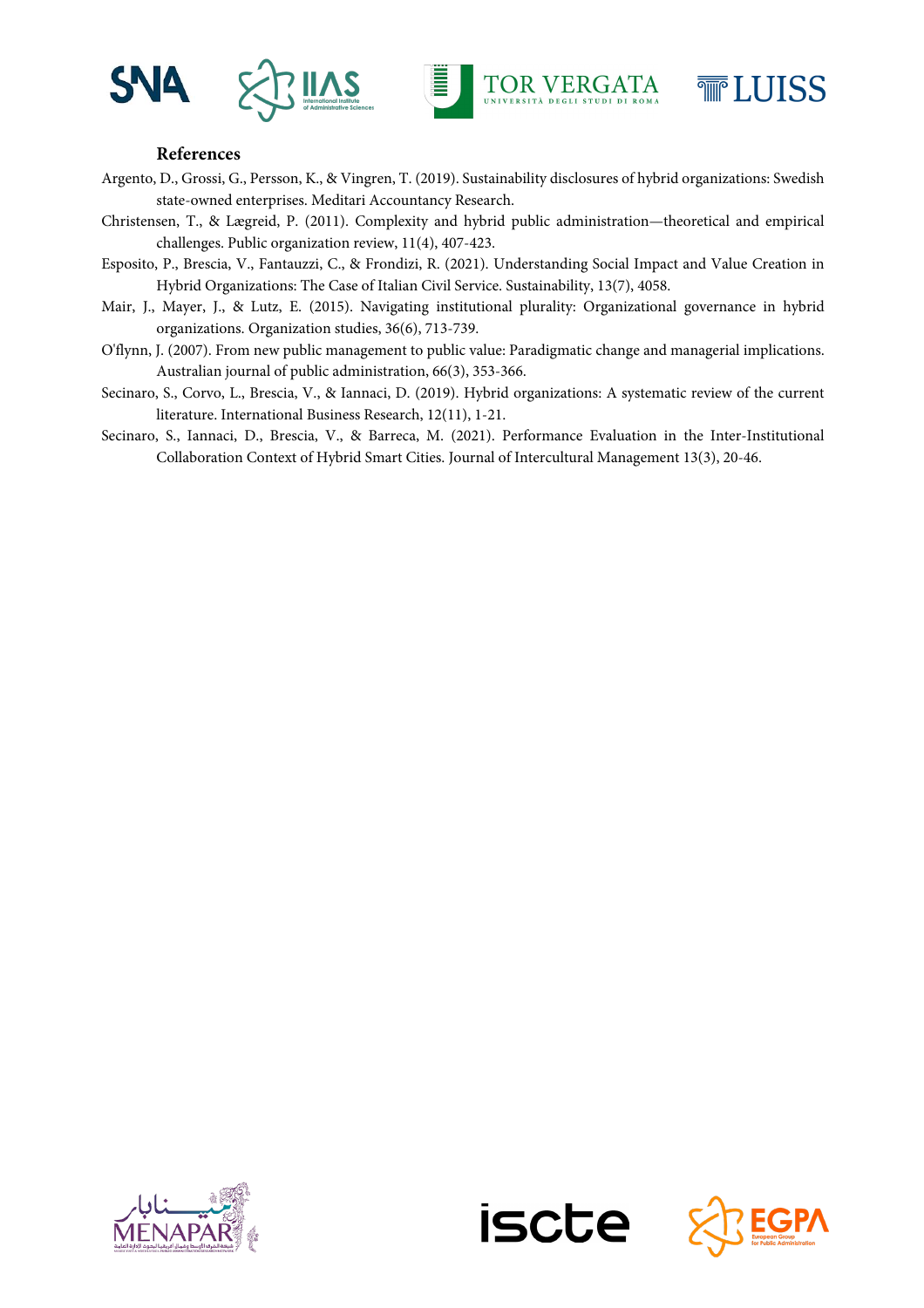### References

Argento, D., Grossi, G., Persson, K., & Vingren, T. (2019). Sustainability disclosures of hybrid organizations: Swedish state-owned enterprises. Meditari Accountancy Research.

Christensen, T., & Lægreid, P. (2011). Complexity and hybrid public administration—theoretical and empirical challenges. Public organization review, 11(4), 407-423.

Esposito, P., Brescia, V., Fantauzzi, C., & Frondizi, R. (2021). Understanding Social Impact and Value Creation in Hybrid Organizations: The Case of Italian Civil Service. Sustainability, 13(7), 4058.

Mair, J., Mayer, J., & Lutz, E. (2015). Navigating institutional plurality: Organizational governance in hybrid organizations. Organization studies, 36(6), 713-739.

O'flynn, J. (2007). From new public management to public value: Paradigmatic change and managerial implications. Australian journal of public administration, 66(3), 353-366.

Secinaro, S., Corvo, L., Brescia, V., & Iannaci, D. (2019). Hybrid organizations: A systematic review of the current literature. International Business Research, 12(11), 1-21.

Secinaro, S., Iannaci, D., Brescia, V., & Barreca, M. (2021). Performance Evaluation in the Inter-Institutional Collaboration Context of Hybrid Smart Cities. Journal of Intercultural Management 13(3), 20-46.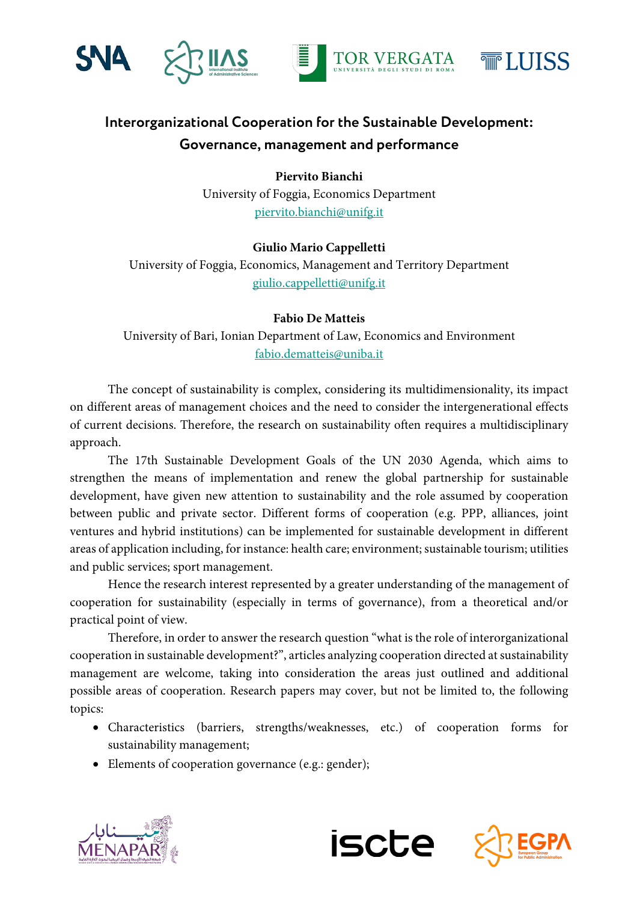## Interorganizational Cooperation for the Sustainable Development: Governance, management and performance

**Piervito Bianchi**
University of Foggia, Economics Department
piervito.bianchi@unifg.it

**Giulio Mario Cappelletti**
University of Foggia, Economics, Management and Territory Department
giulio.cappelletti@unifg.it

**Fabio De Matteis**
University of Bari, Ionian Department of Law, Economics and Environment
fabio.dematteis@uniba.it

The concept of sustainability is complex, considering its multidimensionality, its impact on different areas of management choices and the need to consider the intergenerational effects of current decisions. Therefore, the research on sustainability often requires a multidisciplinary approach.

The 17th Sustainable Development Goals of the UN 2030 Agenda, which aims to strengthen the means of implementation and renew the global partnership for sustainable development, have given new attention to sustainability and the role assumed by cooperation between public and private sector. Different forms of cooperation (e.g. PPP, alliances, joint ventures and hybrid institutions) can be implemented for sustainable development in different areas of application including, for instance: health care; environment; sustainable tourism; utilities and public services; sport management.

Hence the research interest represented by a greater understanding of the management of cooperation for sustainability (especially in terms of governance), from a theoretical and/or practical point of view.

Therefore, in order to answer the research question "what is the role of interorganizational cooperation in sustainable development?", articles analyzing cooperation directed at sustainability management are welcome, taking into consideration the areas just outlined and additional possible areas of cooperation. Research papers may cover, but not be limited to, the following topics:

- Characteristics (barriers, strengths/weaknesses, etc.) of cooperation forms for sustainability management;
- Elements of cooperation governance (e.g.: gender);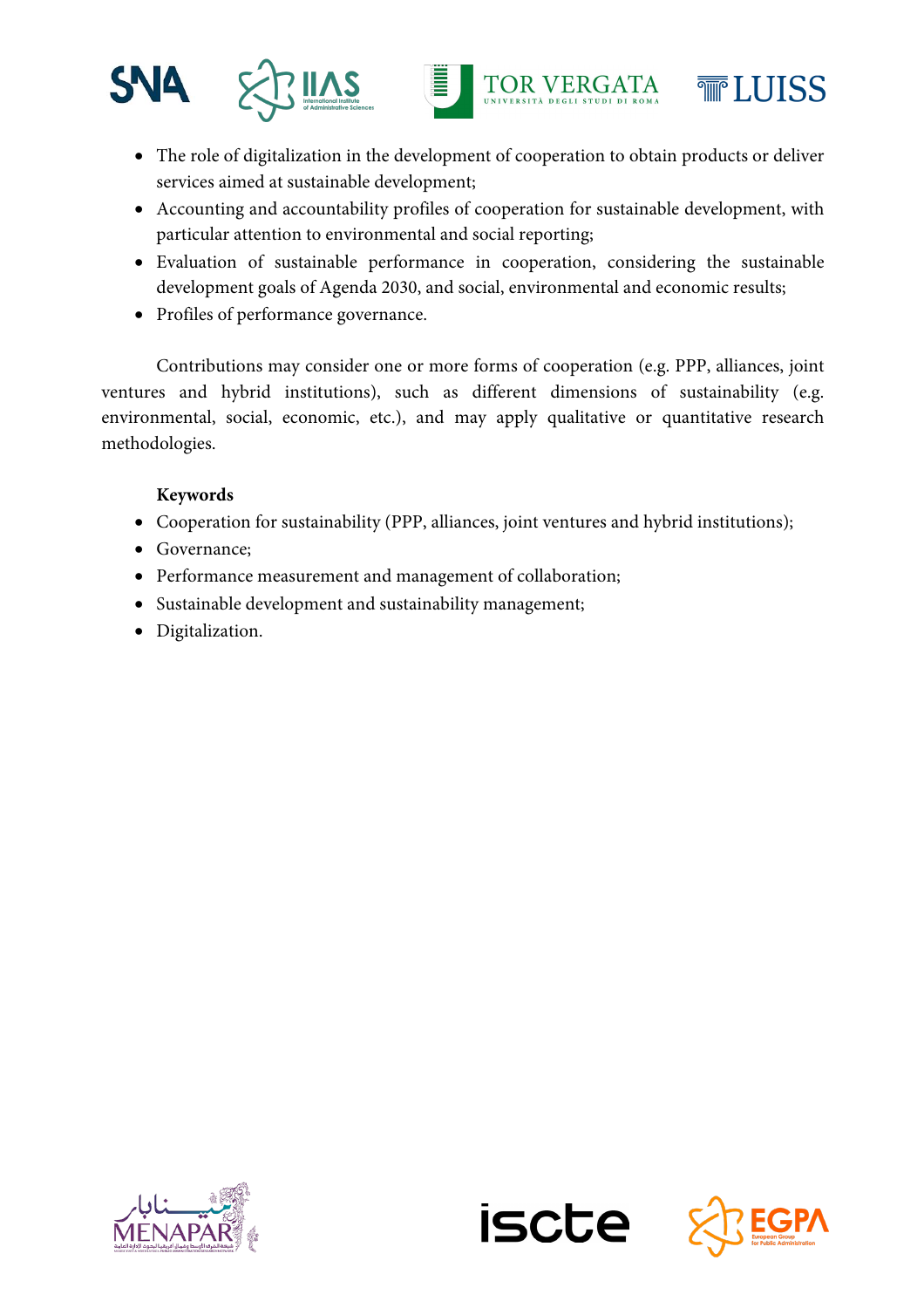- The role of digitalization in the development of cooperation to obtain products or deliver services aimed at sustainable development;
- Accounting and accountability profiles of cooperation for sustainable development, with particular attention to environmental and social reporting;
- Evaluation of sustainable performance in cooperation, considering the sustainable development goals of Agenda 2030, and social, environmental and economic results;
- Profiles of performance governance.

Contributions may consider one or more forms of cooperation (e.g. PPP, alliances, joint ventures and hybrid institutions), such as different dimensions of sustainability (e.g. environmental, social, economic, etc.), and may apply qualitative or quantitative research methodologies.

**Keywords**

- Cooperation for sustainability (PPP, alliances, joint ventures and hybrid institutions);
- Governance;
- Performance measurement and management of collaboration;
- Sustainable development and sustainability management;
- Digitalization.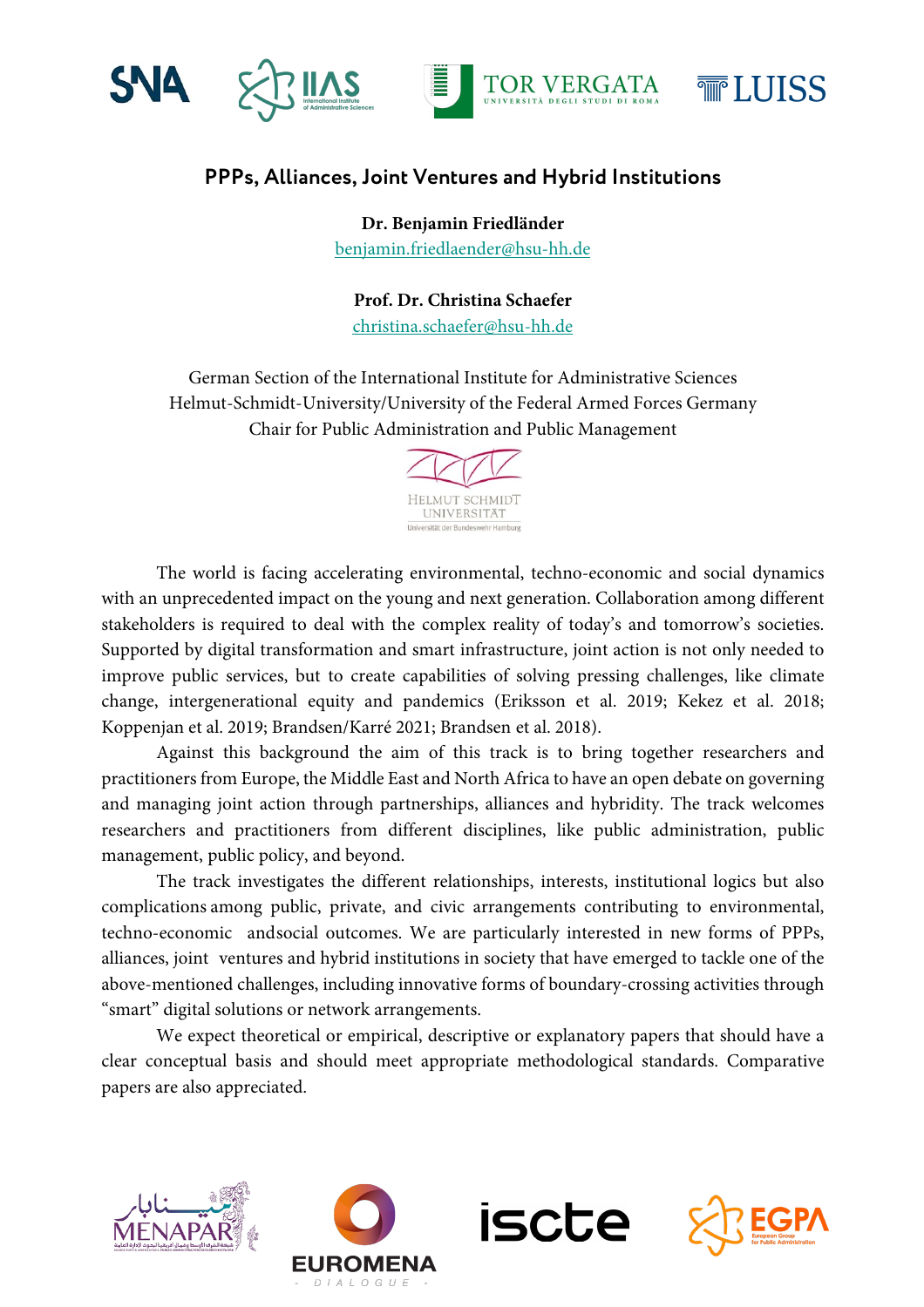## PPPs, Alliances, Joint Ventures and Hybrid Institutions

**Dr. Benjamin Friedländer**
benjamin.friedlaender@hsu-hh.de

**Prof. Dr. Christina Schaefer**
christina.schaefer@hsu-hh.de

German Section of the International Institute for Administrative Sciences
Helmut-Schmidt-University/University of the Federal Armed Forces Germany
Chair for Public Administration and Public Management

The world is facing accelerating environmental, techno-economic and social dynamics with an unprecedented impact on the young and next generation. Collaboration among different stakeholders is required to deal with the complex reality of today's and tomorrow's societies. Supported by digital transformation and smart infrastructure, joint action is not only needed to improve public services, but to create capabilities of solving pressing challenges, like climate change, intergenerational equity and pandemics (Eriksson et al. 2019; Kekez et al. 2018; Koppenjan et al. 2019; Brandsen/Karré 2021; Brandsen et al. 2018).

Against this background the aim of this track is to bring together researchers and practitioners from Europe, the Middle East and North Africa to have an open debate on governing and managing joint action through partnerships, alliances and hybridity. The track welcomes researchers and practitioners from different disciplines, like public administration, public management, public policy, and beyond.

The track investigates the different relationships, interests, institutional logics but also complications among public, private, and civic arrangements contributing to environmental, techno-economic andsocial outcomes. We are particularly interested in new forms of PPPs, alliances, joint ventures and hybrid institutions in society that have emerged to tackle one of the above-mentioned challenges, including innovative forms of boundary-crossing activities through "smart" digital solutions or network arrangements.

We expect theoretical or empirical, descriptive or explanatory papers that should have a clear conceptual basis and should meet appropriate methodological standards. Comparative papers are also appreciated.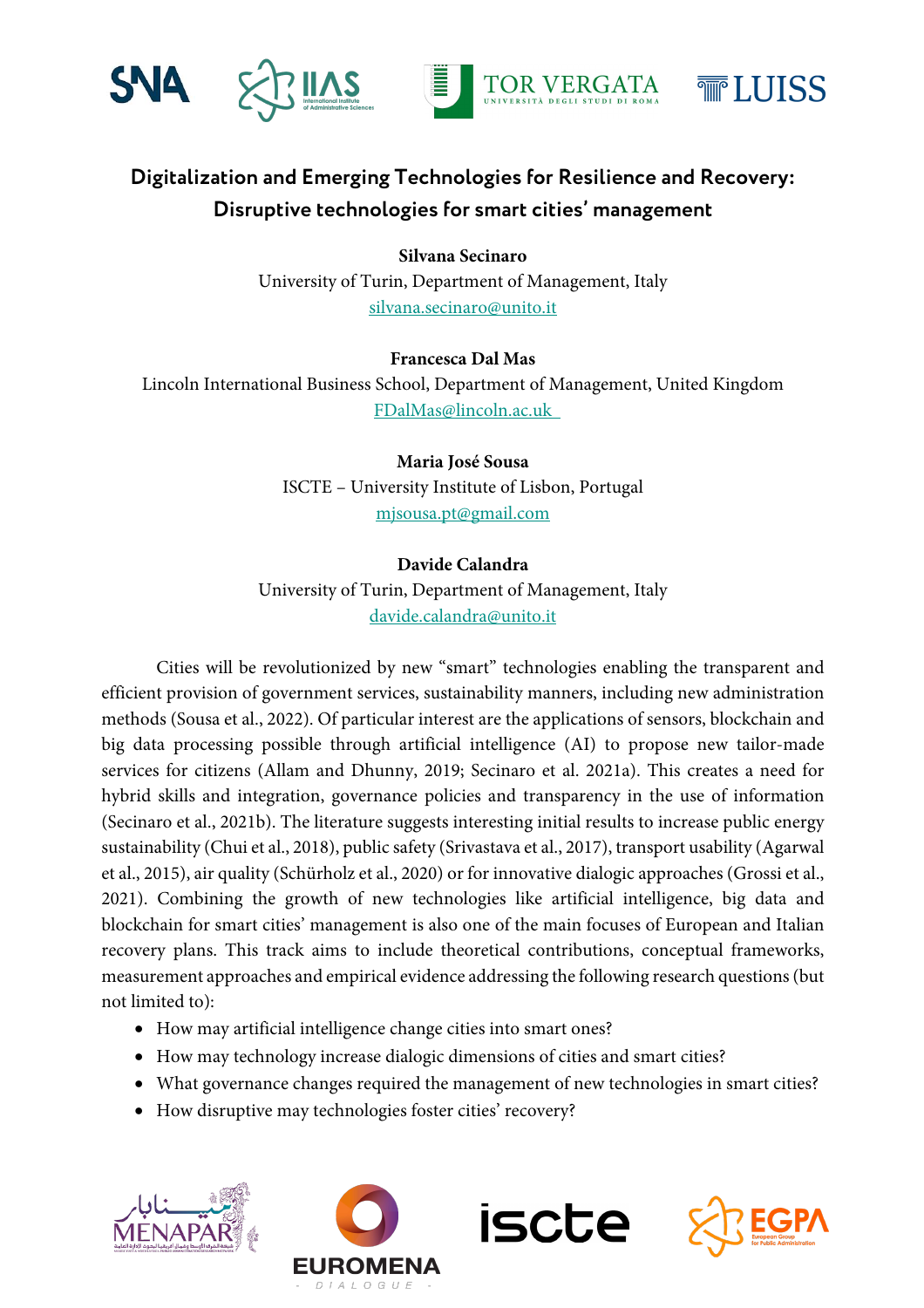# Digitalization and Emerging Technologies for Resilience and Recovery: Disruptive technologies for smart cities' management

**Silvana Secinaro**
University of Turin, Department of Management, Italy
silvana.secinaro@unito.it

**Francesca Dal Mas**
Lincoln International Business School, Department of Management, United Kingdom
FDalMas@lincoln.ac.uk

**Maria José Sousa**
ISCTE – University Institute of Lisbon, Portugal
mjsousa.pt@gmail.com

**Davide Calandra**
University of Turin, Department of Management, Italy
davide.calandra@unito.it

Cities will be revolutionized by new "smart" technologies enabling the transparent and efficient provision of government services, sustainability manners, including new administration methods (Sousa et al., 2022). Of particular interest are the applications of sensors, blockchain and big data processing possible through artificial intelligence (AI) to propose new tailor-made services for citizens (Allam and Dhunny, 2019; Secinaro et al. 2021a). This creates a need for hybrid skills and integration, governance policies and transparency in the use of information (Secinaro et al., 2021b). The literature suggests interesting initial results to increase public energy sustainability (Chui et al., 2018), public safety (Srivastava et al., 2017), transport usability (Agarwal et al., 2015), air quality (Schürholz et al., 2020) or for innovative dialogic approaches (Grossi et al., 2021). Combining the growth of new technologies like artificial intelligence, big data and blockchain for smart cities' management is also one of the main focuses of European and Italian recovery plans. This track aims to include theoretical contributions, conceptual frameworks, measurement approaches and empirical evidence addressing the following research questions (but not limited to):

- How may artificial intelligence change cities into smart ones?
- How may technology increase dialogic dimensions of cities and smart cities?
- What governance changes required the management of new technologies in smart cities?
- How disruptive may technologies foster cities' recovery?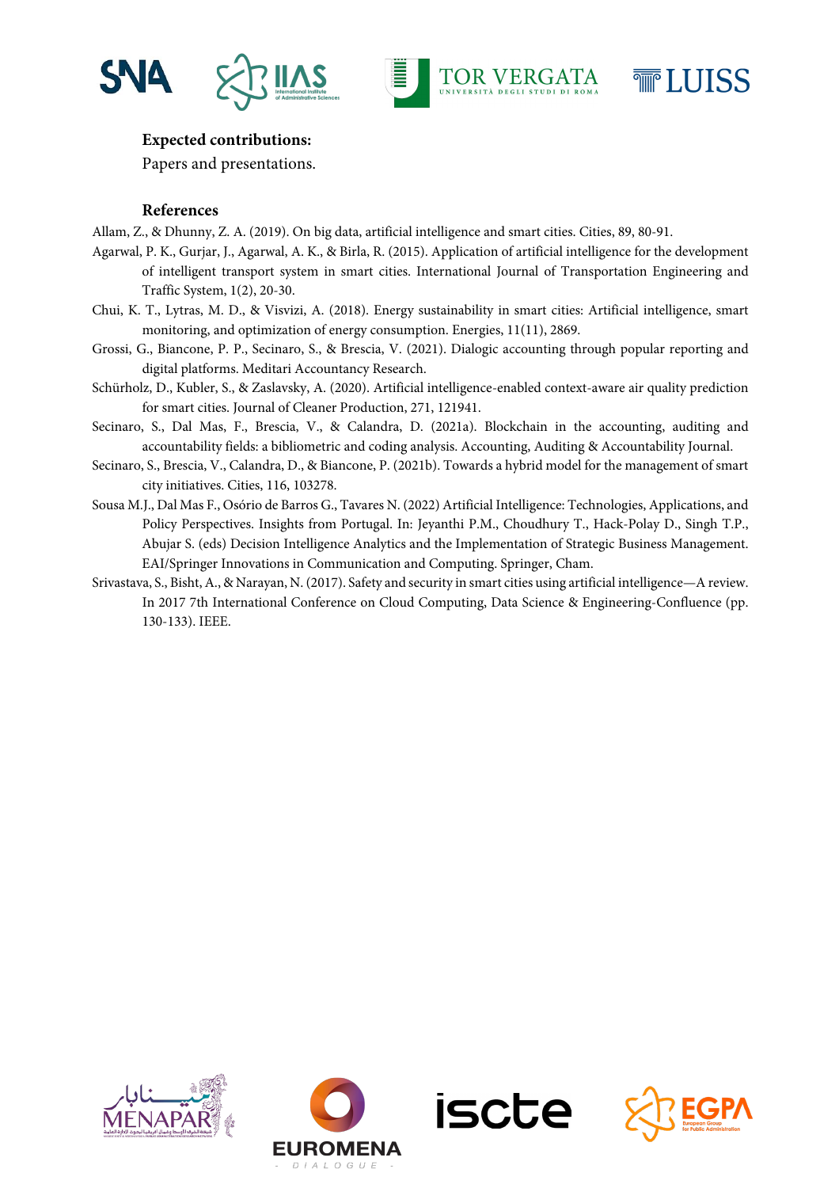**Expected contributions:**

Papers and presentations.

**References**

Allam, Z., & Dhunny, Z. A. (2019). On big data, artificial intelligence and smart cities. Cities, 89, 80-91.

Agarwal, P. K., Gurjar, J., Agarwal, A. K., & Birla, R. (2015). Application of artificial intelligence for the development of intelligent transport system in smart cities. International Journal of Transportation Engineering and Traffic System, 1(2), 20-30.

Chui, K. T., Lytras, M. D., & Visvizi, A. (2018). Energy sustainability in smart cities: Artificial intelligence, smart monitoring, and optimization of energy consumption. Energies, 11(11), 2869.

Grossi, G., Biancone, P. P., Secinaro, S., & Brescia, V. (2021). Dialogic accounting through popular reporting and digital platforms. Meditari Accountancy Research.

Schürholz, D., Kubler, S., & Zaslavsky, A. (2020). Artificial intelligence-enabled context-aware air quality prediction for smart cities. Journal of Cleaner Production, 271, 121941.

Secinaro, S., Dal Mas, F., Brescia, V., & Calandra, D. (2021a). Blockchain in the accounting, auditing and accountability fields: a bibliometric and coding analysis. Accounting, Auditing & Accountability Journal.

Secinaro, S., Brescia, V., Calandra, D., & Biancone, P. (2021b). Towards a hybrid model for the management of smart city initiatives. Cities, 116, 103278.

Sousa M.J., Dal Mas F., Osório de Barros G., Tavares N. (2022) Artificial Intelligence: Technologies, Applications, and Policy Perspectives. Insights from Portugal. In: Jeyanthi P.M., Choudhury T., Hack-Polay D., Singh T.P., Abujar S. (eds) Decision Intelligence Analytics and the Implementation of Strategic Business Management. EAI/Springer Innovations in Communication and Computing. Springer, Cham.

Srivastava, S., Bisht, A., & Narayan, N. (2017). Safety and security in smart cities using artificial intelligence—A review. In 2017 7th International Conference on Cloud Computing, Data Science & Engineering-Confluence (pp. 130-133). IEEE.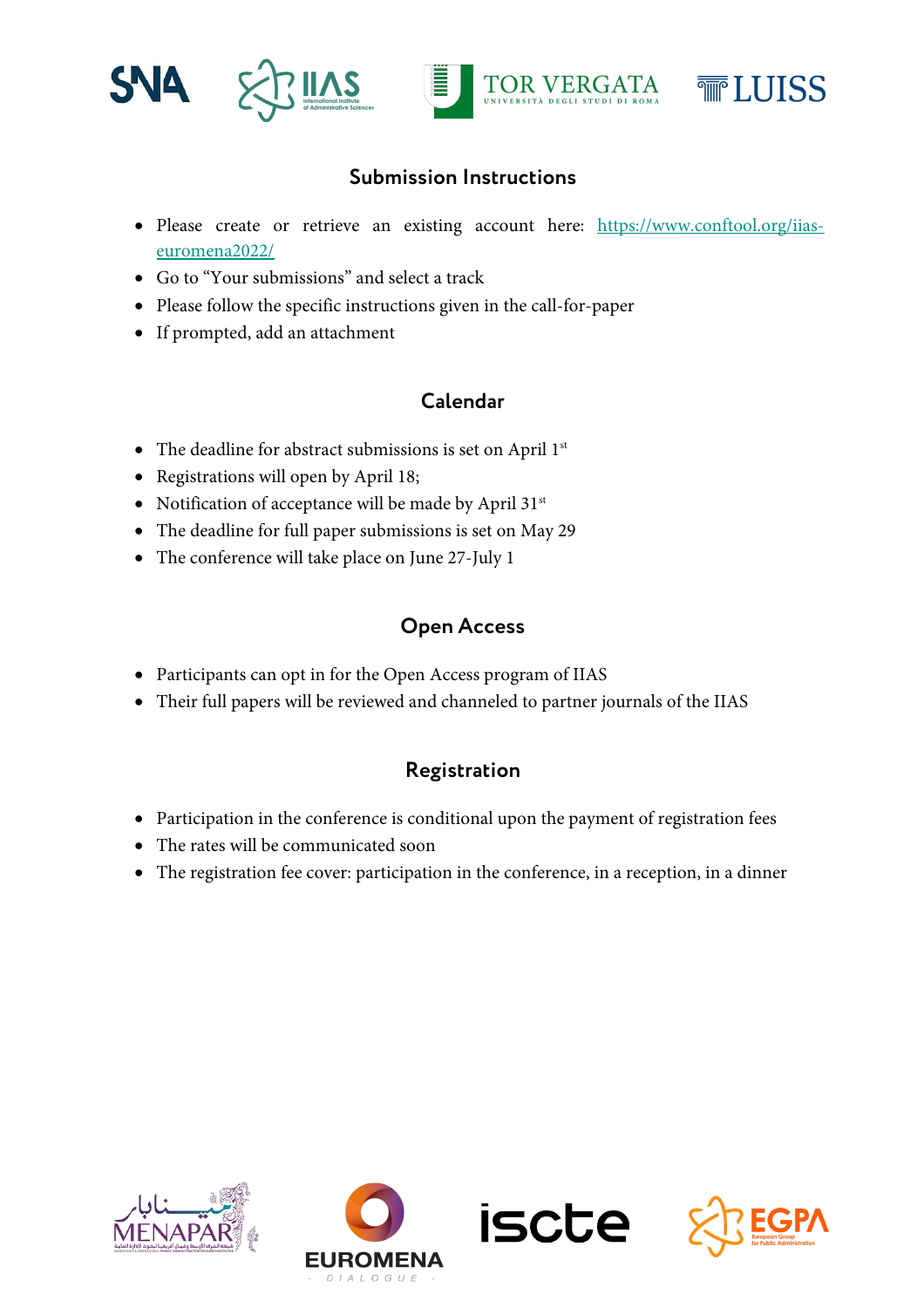## Submission Instructions

- Please create or retrieve an existing account here: https://www.conftool.org/iias-euromena2022/
- Go to "Your submissions" and select a track
- Please follow the specific instructions given in the call-for-paper
- If prompted, add an attachment

## Calendar

- The deadline for abstract submissions is set on April 1st
- Registrations will open by April 18;
- Notification of acceptance will be made by April 31st
- The deadline for full paper submissions is set on May 29
- The conference will take place on June 27-July 1

## Open Access

- Participants can opt in for the Open Access program of IIAS
- Their full papers will be reviewed and channeled to partner journals of the IIAS

## Registration

- Participation in the conference is conditional upon the payment of registration fees
- The rates will be communicated soon
- The registration fee cover: participation in the conference, in a reception, in a dinner